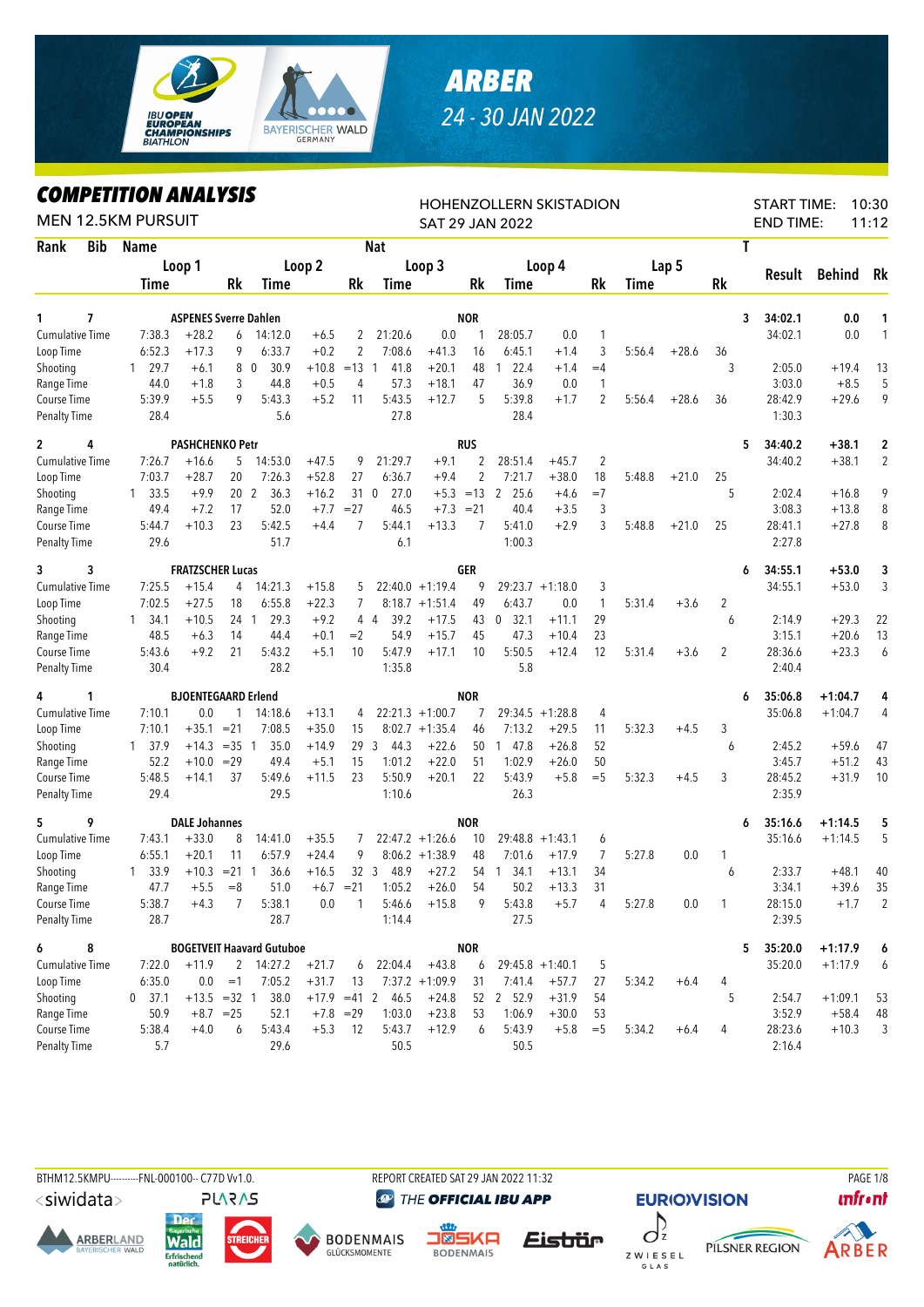# ARBER

24 - 30 JAN 2022

## COMPETITION ANALYSIS

MEN 12.5KM PURSUIT

HOHENZOLLERN SKISTADION
SAT 29 JAN 2022

START TIME: 10:30
END TIME: 11:12

| Rank | Bib | Name | | | Nat | | | | | | | | | | | T | Result | Behind | Rk |
|---|---|---|---|---|---|---|---|---|---|---|---|---|---|---|---|---|---|---|---|
| | | Loop 1 | | | Loop 2 | | | Loop 3 | | | Loop 4 | | | Lap 5 | | | | | |
| | | Time | | Rk | Time | | Rk | Time | | Rk | Time | | Rk | Time | | Rk | | | |
| 1 | 7 | ASPENES Sverre Dahlen | | | | | | | NOR | | | | | | | 3 | 34:02.1 | 0.0 | 1 |
| Cumulative Time | | 7:38.3 | +28.2 | 6 | 14:12.0 | +6.5 | 2 | 21:20.6 | 0.0 | 1 | 28:05.7 | 0.0 | 1 | | | | 34:02.1 | 0.0 | 1 |
| Loop Time | | 6:52.3 | +17.3 | 9 | 6:33.7 | +0.2 | 2 | 7:08.6 | +41.3 | 16 | 6:45.1 | +1.4 | 3 | 5:56.4 | +28.6 | 36 | | | |
| Shooting | | 1 29.7 | +6.1 | 8 | 0 30.9 | +10.8 | =13 | 1 41.8 | +20.1 | 48 | 1 22.4 | +1.4 | =4 | | | 3 | 2:05.0 | +19.4 | 13 |
| Range Time | | 44.0 | +1.8 | 3 | 44.8 | +0.5 | 4 | 57.3 | +18.1 | 47 | 36.9 | 0.0 | 1 | | | | 3:03.0 | +8.5 | 5 |
| Course Time | | 5:39.9 | +5.5 | 9 | 5:43.3 | +5.2 | 11 | 5:43.5 | +12.7 | 5 | 5:39.8 | +1.7 | 2 | 5:56.4 | +28.6 | 36 | 28:42.9 | +29.6 | 9 |
| Penalty Time | | 28.4 | | | 5.6 | | | 27.8 | | | 28.4 | | | | | | 1:30.3 | | |
| 2 | 4 | PASHCHENKO Petr | | | | | | | RUS | | | | | | | 5 | 34:40.2 | +38.1 | 2 |
| Cumulative Time | | 7:26.7 | +16.6 | 5 | 14:53.0 | +47.5 | 9 | 21:29.7 | +9.1 | 2 | 28:51.4 | +45.7 | 2 | | | | 34:40.2 | +38.1 | 2 |
| Loop Time | | 7:03.7 | +28.7 | 20 | 7:26.3 | +52.8 | 27 | 6:36.7 | +9.4 | 2 | 7:21.7 | +38.0 | 18 | 5:48.8 | +21.0 | 25 | | | |
| Shooting | | 1 33.5 | +9.9 | 20 | 2 36.3 | +16.2 | 31 | 0 27.0 | +5.3 | =13 | 2 25.6 | +4.6 | =7 | | | 5 | 2:02.4 | +16.8 | 9 |
| Range Time | | 49.4 | +7.2 | 17 | 52.0 | +7.7 | =27 | 46.5 | +7.3 | =21 | 40.4 | +3.5 | 3 | | | | 3:08.3 | +13.8 | 8 |
| Course Time | | 5:44.7 | +10.3 | 23 | 5:42.5 | +4.4 | 7 | 5:44.1 | +13.3 | 7 | 5:41.0 | +2.9 | 3 | 5:48.8 | +21.0 | 25 | 28:41.1 | +27.8 | 8 |
| Penalty Time | | 29.6 | | | 51.7 | | | 6.1 | | | 1:00.3 | | | | | | 2:27.8 | | |
| 3 | 3 | FRATZSCHER Lucas | | | | | | | GER | | | | | | | 6 | 34:55.1 | +53.0 | 3 |
| Cumulative Time | | 7:25.5 | +15.4 | 4 | 14:21.3 | +15.8 | 5 | 22:40.0 | +1:19.4 | 9 | 29:23.7 | +1:18.0 | 3 | | | | 34:55.1 | +53.0 | 3 |
| Loop Time | | 7:02.5 | +27.5 | 18 | 6:55.8 | +22.3 | 7 | 8:18.7 | +1:51.4 | 49 | 6:43.7 | 0.0 | 1 | 5:31.4 | +3.6 | 2 | | | |
| Shooting | | 1 34.1 | +10.5 | 24 | 1 29.3 | +9.2 | 4 | 4 39.2 | +17.5 | 43 | 0 32.1 | +11.1 | 29 | | | 6 | 2:14.9 | +29.3 | 22 |
| Range Time | | 48.5 | +6.3 | 14 | 44.4 | +0.1 | =2 | 54.9 | +15.7 | 45 | 47.3 | +10.4 | 23 | | | | 3:15.1 | +20.6 | 13 |
| Course Time | | 5:43.6 | +9.2 | 21 | 5:43.2 | +5.1 | 10 | 5:47.9 | +17.1 | 10 | 5:50.5 | +12.4 | 12 | 5:31.4 | +3.6 | 2 | 28:36.6 | +23.3 | 6 |
| Penalty Time | | 30.4 | | | 28.2 | | | 1:35.8 | | | 5.8 | | | | | | 2:40.4 | | |
| 4 | 1 | BJOENTEGAARD Erlend | | | | | | | NOR | | | | | | | 6 | 35:06.8 | +1:04.7 | 4 |
| Cumulative Time | | 7:10.1 | 0.0 | 1 | 14:18.6 | +13.1 | 4 | 22:21.3 | +1:00.7 | 7 | 29:34.5 | +1:28.8 | 4 | | | | 35:06.8 | +1:04.7 | 4 |
| Loop Time | | 7:10.1 | +35.1 | =21 | 7:08.5 | +35.0 | 15 | 8:02.7 | +1:35.4 | 46 | 7:13.2 | +29.5 | 11 | 5:32.3 | +4.5 | 3 | | | |
| Shooting | | 1 37.9 | +14.3 | =35 | 1 35.0 | +14.9 | 29 | 3 44.3 | +22.6 | 50 | 1 47.8 | +26.8 | 52 | | | 6 | 2:45.2 | +59.6 | 47 |
| Range Time | | 52.2 | +10.0 | =29 | 49.4 | +5.1 | 15 | 1:01.2 | +22.0 | 51 | 1:02.9 | +26.0 | 50 | | | | 3:45.7 | +51.2 | 43 |
| Course Time | | 5:48.5 | +14.1 | 37 | 5:49.6 | +11.5 | 23 | 5:50.9 | +20.1 | 22 | 5:43.9 | +5.8 | =5 | 5:32.3 | +4.5 | 3 | 28:45.2 | +31.9 | 10 |
| Penalty Time | | 29.4 | | | 29.5 | | | 1:10.6 | | | 26.3 | | | | | | 2:35.9 | | |
| 5 | 9 | DALE Johannes | | | | | | | NOR | | | | | | | 6 | 35:16.6 | +1:14.5 | 5 |
| Cumulative Time | | 7:43.1 | +33.0 | 8 | 14:41.0 | +35.5 | 7 | 22:47.2 | +1:26.6 | 10 | 29:48.8 | +1:43.1 | 6 | | | | 35:16.6 | +1:14.5 | 5 |
| Loop Time | | 6:55.1 | +20.1 | 11 | 6:57.9 | +24.4 | 9 | 8:06.2 | +1:38.9 | 48 | 7:01.6 | +17.9 | 7 | 5:27.8 | 0.0 | 1 | | | |
| Shooting | | 1 33.9 | +10.3 | =21 | 1 36.6 | +16.5 | 32 | 3 48.9 | +27.2 | 54 | 1 34.1 | +13.1 | 34 | | | 6 | 2:33.7 | +48.1 | 40 |
| Range Time | | 47.7 | +5.5 | =8 | 51.0 | +6.7 | =21 | 1:05.2 | +26.0 | 54 | 50.2 | +13.3 | 31 | | | | 3:34.1 | +39.6 | 35 |
| Course Time | | 5:38.7 | +4.3 | 7 | 5:38.1 | 0.0 | 1 | 5:46.6 | +15.8 | 9 | 5:43.8 | +5.7 | 4 | 5:27.8 | 0.0 | 1 | 28:15.0 | +1.7 | 2 |
| Penalty Time | | 28.7 | | | 28.7 | | | 1:14.4 | | | 27.5 | | | | | | 2:39.5 | | |
| 6 | 8 | BOGETVEIT Haavard Gutuboe | | | | | | | NOR | | | | | | | 5 | 35:20.0 | +1:17.9 | 6 |
| Cumulative Time | | 7:22.0 | +11.9 | 2 | 14:27.2 | +21.7 | 6 | 22:04.4 | +43.8 | 6 | 29:45.8 | +1:40.1 | 5 | | | | 35:20.0 | +1:17.9 | 6 |
| Loop Time | | 6:35.0 | 0.0 | =1 | 7:05.2 | +31.7 | 13 | 7:37.2 | +1:09.9 | 31 | 7:41.4 | +57.7 | 27 | 5:34.2 | +6.4 | 4 | | | |
| Shooting | | 0 37.1 | +13.5 | =32 | 1 38.0 | +17.9 | =41 | 2 46.5 | +24.8 | 52 | 2 52.9 | +31.9 | 54 | | | 5 | 2:54.7 | +1:09.1 | 53 |
| Range Time | | 50.9 | +8.7 | =25 | 52.1 | +7.8 | =29 | 1:03.0 | +23.8 | 53 | 1:06.9 | +30.0 | 53 | | | | 3:52.9 | +58.4 | 48 |
| Course Time | | 5:38.4 | +4.0 | 6 | 5:43.4 | +5.3 | 12 | 5:43.7 | +12.9 | 6 | 5:43.9 | +5.8 | =5 | 5:34.2 | +6.4 | 4 | 28:23.6 | +10.3 | 3 |
| Penalty Time | | 5.7 | | | 29.6 | | | 50.5 | | | 50.5 | | | | | | 2:16.4 | | |

BTHM12.5KMPU----------FNL-000100-- C77D Vv1.0. REPORT CREATED SAT 29 JAN 2022 11:32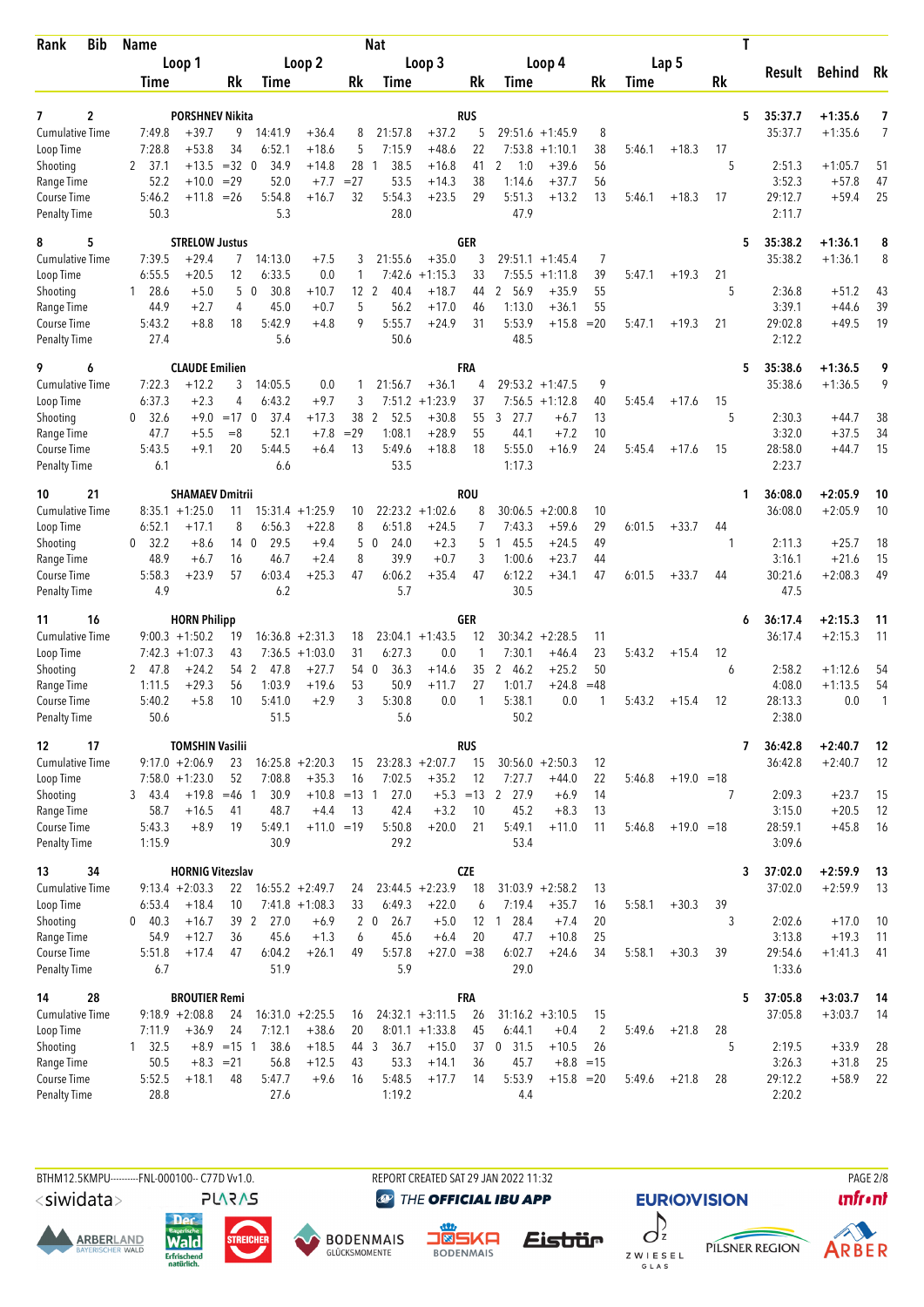| Rank | Bib | Name | | | Nat | | | | | | | | | T | Result | Behind | Rk |
|---|---|---|---|---|---|---|---|---|---|---|---|---|---|---|---|---|---|
| | | Loop 1 | | | Loop 2 | | | Loop 3 | | | Loop 4 | | | Lap 5 | | | |
| | | Time | | Rk | Time | | Rk | Time | | Rk | Time | | Rk | Time | | Rk | |
| **7** | **2** | **PORSHNEV Nikita** | | | | | | **RUS** | | | | | | **5** | **35:37.7** | **+1:35.6** | **7** |
| Cumulative Time | | 7:49.8 | +39.7 | 9 | 14:41.9 | +36.4 | 8 | 21:57.8 | +37.2 | 5 | 29:51.6 | +1:45.9 | 8 | | 35:37.7 | +1:35.6 | 7 |
| Loop Time | | 7:28.8 | +53.8 | 34 | 6:52.1 | +18.6 | 5 | 7:15.9 | +48.6 | 22 | 7:53.8 | +1:10.1 | 38 | 5:46.1 +18.3 17 | | | |
| Shooting | | 2 37.1 | +13.5 | =32 | 0 34.9 | +14.8 | 28 | 1 38.5 | +16.8 | 41 | 2 1:0 | +39.6 | 56 | 5 | 2:51.3 | +1:05.7 | 51 |
| Range Time | | 52.2 | +10.0 | =29 | 52.0 | +7.7 | =27 | 53.5 | +14.3 | 38 | 1:14.6 | +37.7 | 56 | | 3:52.3 | +57.8 | 47 |
| Course Time | | 5:46.2 | +11.8 | =26 | 5:54.8 | +16.7 | 32 | 5:54.3 | +23.5 | 29 | 5:51.3 | +13.2 | 13 | 5:46.1 +18.3 17 | 29:12.7 | +59.4 | 25 |
| Penalty Time | | 50.3 | | | 5.3 | | | 28.0 | | | 47.9 | | | | 2:11.7 | | |
| **8** | **5** | **STRELOW Justus** | | | | | | **GER** | | | | | | **5** | **35:38.2** | **+1:36.1** | **8** |
| Cumulative Time | | 7:39.5 | +29.4 | 7 | 14:13.0 | +7.5 | 3 | 21:55.6 | +35.0 | 3 | 29:51.1 | +1:45.4 | 7 | | 35:38.2 | +1:36.1 | 8 |
| Loop Time | | 6:55.5 | +20.5 | 12 | 6:33.5 | 0.0 | 1 | 7:42.6 | +1:15.3 | 33 | 7:55.5 | +1:11.8 | 39 | 5:47.1 +19.3 21 | | | |
| Shooting | | 1 28.6 | +5.0 | 5 | 0 30.8 | +10.7 | 12 | 2 40.4 | +18.7 | 44 | 2 56.9 | +35.9 | 55 | 5 | 2:36.8 | +51.2 | 43 |
| Range Time | | 44.9 | +2.7 | 4 | 45.0 | +0.7 | 5 | 56.2 | +17.0 | 46 | 1:13.0 | +36.1 | 55 | | 3:39.1 | +44.6 | 39 |
| Course Time | | 5:43.2 | +8.8 | 18 | 5:42.9 | +4.8 | 9 | 5:55.7 | +24.9 | 31 | 5:53.9 | +15.8 | =20 | 5:47.1 +19.3 21 | 29:02.8 | +49.5 | 19 |
| Penalty Time | | 27.4 | | | 5.6 | | | 50.6 | | | 48.5 | | | | 2:12.2 | | |
| **9** | **6** | **CLAUDE Emilien** | | | | | | **FRA** | | | | | | **5** | **35:38.6** | **+1:36.5** | **9** |
| Cumulative Time | | 7:22.3 | +12.2 | 3 | 14:05.5 | 0.0 | 1 | 21:56.7 | +36.1 | 4 | 29:53.2 | +1:47.5 | 9 | | 35:38.6 | +1:36.5 | 9 |
| Loop Time | | 6:37.3 | +2.3 | 4 | 6:43.2 | +9.7 | 3 | 7:51.2 | +1:23.9 | 37 | 7:56.5 | +1:12.8 | 40 | 5:45.4 +17.6 15 | | | |
| Shooting | | 0 32.6 | +9.0 | =17 | 0 37.4 | +17.3 | 38 | 2 52.5 | +30.8 | 55 | 3 27.7 | +6.7 | 13 | 5 | 2:30.3 | +44.7 | 38 |
| Range Time | | 47.7 | +5.5 | =8 | 52.1 | +7.8 | =29 | 1:08.1 | +28.9 | 55 | 44.1 | +7.2 | 10 | | 3:32.0 | +37.5 | 34 |
| Course Time | | 5:43.5 | +9.1 | 20 | 5:44.5 | +6.4 | 13 | 5:49.6 | +18.8 | 18 | 5:55.0 | +16.9 | 24 | 5:45.4 +17.6 15 | 28:58.0 | +44.7 | 15 |
| Penalty Time | | 6.1 | | | 6.6 | | | 53.5 | | | 1:17.3 | | | | 2:23.7 | | |
| **10** | **21** | **SHAMAEV Dmitrii** | | | | | | **ROU** | | | | | | **1** | **36:08.0** | **+2:05.9** | **10** |
| Cumulative Time | | 8:35.1 | +1:25.0 | 11 | 15:31.4 | +1:25.9 | 10 | 22:23.2 | +1:02.6 | 8 | 30:06.5 | +2:00.8 | 10 | | 36:08.0 | +2:05.9 | 10 |
| Loop Time | | 6:52.1 | +17.1 | 8 | 6:56.3 | +22.8 | 8 | 6:51.8 | +24.5 | 7 | 7:43.3 | +59.6 | 29 | 6:01.5 +33.7 44 | | | |
| Shooting | | 0 32.2 | +8.6 | 14 | 0 29.5 | +9.4 | 5 | 0 24.0 | +2.3 | 5 | 1 45.5 | +24.5 | 49 | 1 | 2:11.3 | +25.7 | 18 |
| Range Time | | 48.9 | +6.7 | 16 | 46.7 | +2.4 | 8 | 39.9 | +0.7 | 3 | 1:00.6 | +23.7 | 44 | | 3:16.1 | +21.6 | 15 |
| Course Time | | 5:58.3 | +23.9 | 57 | 6:03.4 | +25.3 | 47 | 6:06.2 | +35.4 | 47 | 6:12.2 | +34.1 | 47 | 6:01.5 +33.7 44 | 30:21.6 | +2:08.3 | 49 |
| Penalty Time | | 4.9 | | | 6.2 | | | 5.7 | | | 30.5 | | | | 47.5 | | |
| **11** | **16** | **HORN Philipp** | | | | | | **GER** | | | | | | **6** | **36:17.4** | **+2:15.3** | **11** |
| Cumulative Time | | 9:00.3 | +1:50.2 | 19 | 16:36.8 | +2:31.3 | 18 | 23:04.1 | +1:43.5 | 12 | 30:34.2 | +2:28.5 | 11 | | 36:17.4 | +2:15.3 | 11 |
| Loop Time | | 7:42.3 | +1:07.3 | 43 | 7:36.5 | +1:03.0 | 31 | 6:27.3 | 0.0 | 1 | 7:30.1 | +46.4 | 23 | 5:43.2 +15.4 12 | | | |
| Shooting | | 2 47.8 | +24.2 | 54 | 2 47.8 | +27.7 | 54 | 0 36.3 | +14.6 | 35 | 2 46.2 | +25.2 | 50 | 6 | 2:58.2 | +1:12.6 | 54 |
| Range Time | | 1:11.5 | +29.3 | 56 | 1:03.9 | +19.6 | 53 | 50.9 | +11.7 | 27 | 1:01.7 | +24.8 | =48 | | 4:08.0 | +1:13.5 | 54 |
| Course Time | | 5:40.2 | +5.8 | 10 | 5:41.0 | +2.9 | 3 | 5:30.8 | 0.0 | 1 | 5:38.1 | 0.0 | 1 | 5:43.2 +15.4 12 | 28:13.3 | 0.0 | 1 |
| Penalty Time | | 50.6 | | | 51.5 | | | 5.6 | | | 50.2 | | | | 2:38.0 | | |
| **12** | **17** | **TOMSHIN Vasilii** | | | | | | **RUS** | | | | | | **7** | **36:42.8** | **+2:40.7** | **12** |
| Cumulative Time | | 9:17.0 | +2:06.9 | 23 | 16:25.8 | +2:20.3 | 15 | 23:28.3 | +2:07.7 | 15 | 30:56.0 | +2:50.3 | 12 | | 36:42.8 | +2:40.7 | 12 |
| Loop Time | | 7:58.0 | +1:23.0 | 52 | 7:08.8 | +35.3 | 16 | 7:02.5 | +35.2 | 12 | 7:27.7 | +44.0 | 22 | 5:46.8 +19.0 =18 | | | |
| Shooting | | 3 43.4 | +19.8 | =46 | 1 30.9 | +10.8 | =13 | 1 27.0 | +5.3 | =13 | 2 27.9 | +6.9 | 14 | 7 | 2:09.3 | +23.7 | 15 |
| Range Time | | 58.7 | +16.5 | 41 | 48.7 | +4.4 | 13 | 42.4 | +3.2 | 10 | 45.2 | +8.3 | 13 | | 3:15.0 | +20.5 | 12 |
| Course Time | | 5:43.3 | +8.9 | 19 | 5:49.1 | +11.0 | =19 | 5:50.8 | +20.0 | 21 | 5:49.1 | +11.0 | 11 | 5:46.8 +19.0 =18 | 28:59.1 | +45.8 | 16 |
| Penalty Time | | 1:15.9 | | | 30.9 | | | 29.2 | | | 53.4 | | | | 3:09.6 | | |
| **13** | **34** | **HORNIG Vitezslav** | | | | | | **CZE** | | | | | | **3** | **37:02.0** | **+2:59.9** | **13** |
| Cumulative Time | | 9:13.4 | +2:03.3 | 22 | 16:55.2 | +2:49.7 | 24 | 23:44.5 | +2:23.9 | 18 | 31:03.9 | +2:58.2 | 13 | | 37:02.0 | +2:59.9 | 13 |
| Loop Time | | 6:53.4 | +18.4 | 10 | 7:41.8 | +1:08.3 | 33 | 6:49.3 | +22.0 | 6 | 7:19.4 | +35.7 | 16 | 5:58.1 +30.3 39 | | | |
| Shooting | | 0 40.3 | +16.7 | 39 | 2 27.0 | +6.9 | 2 | 0 26.7 | +5.0 | 12 | 1 28.4 | +7.4 | 20 | 3 | 2:02.6 | +17.0 | 10 |
| Range Time | | 54.9 | +12.7 | 36 | 45.6 | +1.3 | 6 | 45.6 | +6.4 | 20 | 47.7 | +10.8 | 25 | | 3:13.8 | +19.3 | 11 |
| Course Time | | 5:51.8 | +17.4 | 47 | 6:04.2 | +26.1 | 49 | 5:57.8 | +27.0 | =38 | 6:02.7 | +24.6 | 34 | 5:58.1 +30.3 39 | 29:54.6 | +1:41.3 | 41 |
| Penalty Time | | 6.7 | | | 51.9 | | | 5.9 | | | 29.0 | | | | 1:33.6 | | |
| **14** | **28** | **BROUTIER Remi** | | | | | | **FRA** | | | | | | **5** | **37:05.8** | **+3:03.7** | **14** |
| Cumulative Time | | 9:18.9 | +2:08.8 | 24 | 16:31.0 | +2:25.5 | 16 | 24:32.1 | +3:11.5 | 26 | 31:16.2 | +3:10.5 | 15 | | 37:05.8 | +3:03.7 | 14 |
| Loop Time | | 7:11.9 | +36.9 | 24 | 7:12.1 | +38.6 | 20 | 8:01.1 | +1:33.8 | 45 | 6:44.1 | +0.4 | 2 | 5:49.6 +21.8 28 | | | |
| Shooting | | 1 32.5 | +8.9 | =15 | 1 38.6 | +18.5 | 44 | 3 36.7 | +15.0 | 37 | 0 31.5 | +10.5 | 26 | 5 | 2:19.5 | +33.9 | 28 |
| Range Time | | 50.5 | +8.3 | =21 | 56.8 | +12.5 | 43 | 53.3 | +14.1 | 36 | 45.7 | +8.8 | =15 | | 3:26.3 | +31.8 | 25 |
| Course Time | | 5:52.5 | +18.1 | 48 | 5:47.7 | +9.6 | 16 | 5:48.5 | +17.7 | 14 | 5:53.9 | +15.8 | =20 | 5:49.6 +21.8 28 | 29:12.2 | +58.9 | 22 |
| Penalty Time | | 28.8 | | | 27.6 | | | 1:19.2 | | | 4.4 | | | | 2:20.2 | | |

BTHM12.5KMPU---------FNL-000100-- C77D Vv1.0. REPORT CREATED SAT 29 JAN 2022 11:32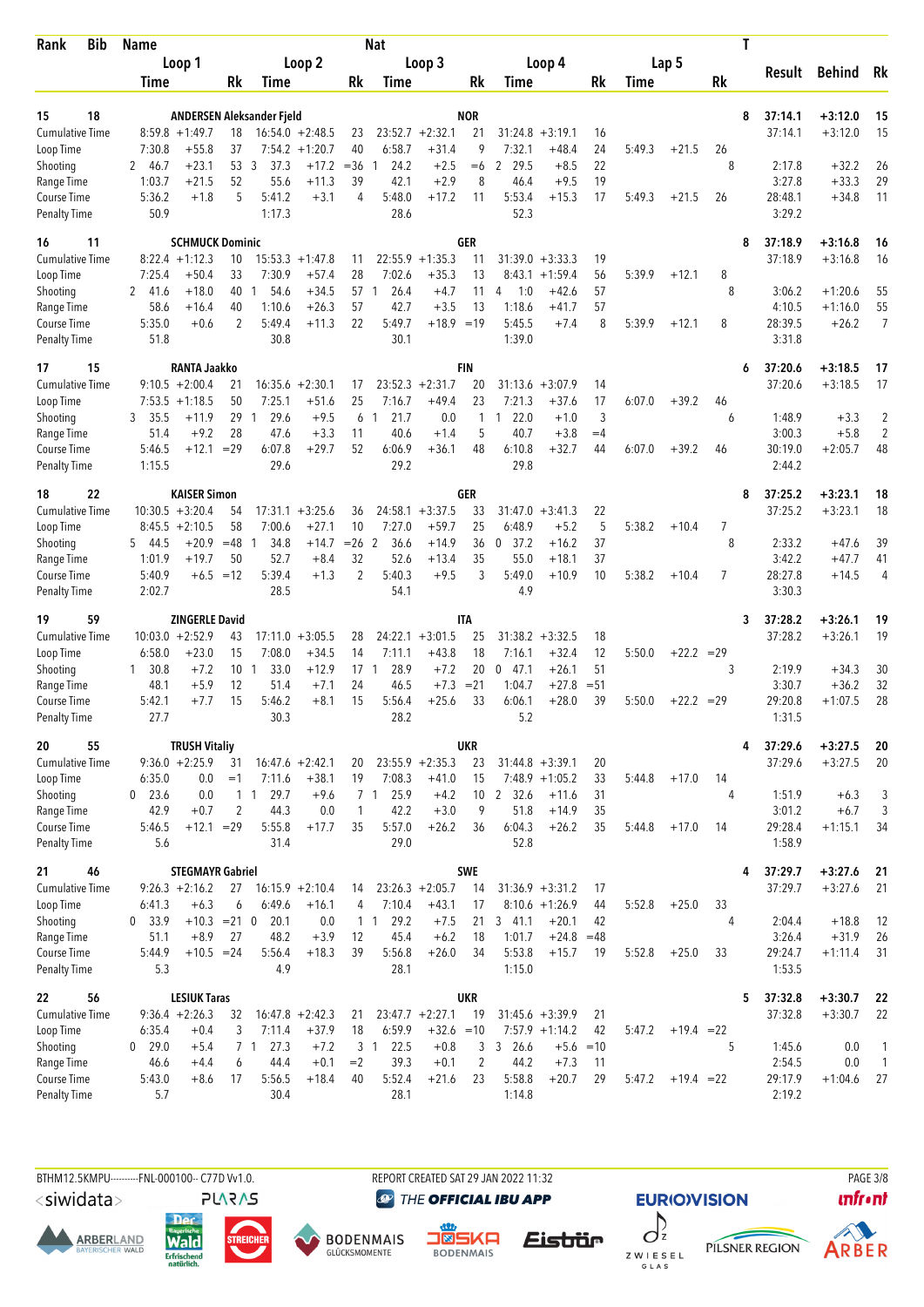| Rank | Bib | Name | | | | | | Nat | | | | | | | | | T | Result | Behind | Rk |
|---|---|---|---|---|---|---|---|---|---|---|---|---|---|---|---|---|---|---|---|---|
| | | Loop 1 | | | Loop 2 | | | Loop 3 | | | Loop 4 | | | Lap 5 | | | | | | |
| | | Time | | Rk | Time | | Rk | Time | | Rk | Time | | Rk | Time | | Rk | | | | |
| 15 | 18 | ANDERSEN Aleksander Fjeld | | | | | | NOR | | | | | | | | | 8 | 37:14.1 | +3:12.0 | 15 |
| Cumulative Time | | 8:59.8 | +1:49.7 | 18 | 16:54.0 | +2:48.5 | 23 | 23:52.7 | +2:32.1 | 21 | 31:24.8 | +3:19.1 | 16 | | | | | 37:14.1 | +3:12.0 | 15 |
| Loop Time | | 7:30.8 | +55.8 | 37 | 7:54.2 | +1:20.7 | 40 | 6:58.7 | +31.4 | 9 | 7:32.1 | +48.4 | 24 | 5:49.3 | +21.5 | 26 | | | | |
| Shooting | | 2 46.7 | +23.1 | 53 | 3 37.3 | +17.2 | =36 | 1 24.2 | +2.5 | =6 | 2 29.5 | +8.5 | 22 | | | | 8 | 2:17.8 | +32.2 | 26 |
| Range Time | | 1:03.7 | +21.5 | 52 | 55.6 | +11.3 | 39 | 42.1 | +2.9 | 8 | 46.4 | +9.5 | 19 | | | | | 3:27.8 | +33.3 | 29 |
| Course Time | | 5:36.2 | +1.8 | 5 | 5:41.2 | +3.1 | 4 | 5:48.0 | +17.2 | 11 | 5:53.4 | +15.3 | 17 | 5:49.3 | +21.5 | 26 | | 28:48.1 | +34.8 | 11 |
| Penalty Time | | 50.9 | | | 1:17.3 | | | 28.6 | | | 52.3 | | | | | | | 3:29.2 | | |
| 16 | 11 | SCHMUCK Dominic | | | | | | GER | | | | | | | | | 8 | 37:18.9 | +3:16.8 | 16 |
| Cumulative Time | | 8:22.4 | +1:12.3 | 10 | 15:53.3 | +1:47.8 | 11 | 22:55.9 | +1:35.3 | 11 | 31:39.0 | +3:33.3 | 19 | | | | | 37:18.9 | +3:16.8 | 16 |
| Loop Time | | 7:25.4 | +50.4 | 33 | 7:30.9 | +57.4 | 28 | 7:02.6 | +35.3 | 13 | 8:43.1 | +1:59.4 | 56 | 5:39.9 | +12.1 | 8 | | | | |
| Shooting | | 2 41.6 | +18.0 | 40 | 1 54.6 | +34.5 | 57 | 1 26.4 | +4.7 | 11 | 4 1:0 | +42.6 | 57 | | | | 8 | 3:06.2 | +1:20.6 | 55 |
| Range Time | | 58.6 | +16.4 | 40 | 1:10.6 | +26.3 | 57 | 42.7 | +3.5 | 13 | 1:18.6 | +41.7 | 57 | | | | | 4:10.5 | +1:16.0 | 55 |
| Course Time | | 5:35.0 | +0.6 | 2 | 5:49.4 | +11.3 | 22 | 5:49.7 | +18.9 | =19 | 5:45.5 | +7.4 | 8 | 5:39.9 | +12.1 | 8 | | 28:39.5 | +26.2 | 7 |
| Penalty Time | | 51.8 | | | 30.8 | | | 30.1 | | | 1:39.0 | | | | | | | 3:31.8 | | |
| 17 | 15 | RANTA Jaakko | | | | | | FIN | | | | | | | | | 6 | 37:20.6 | +3:18.5 | 17 |
| Cumulative Time | | 9:10.5 | +2:00.4 | 21 | 16:35.6 | +2:30.1 | 17 | 23:52.3 | +2:31.7 | 20 | 31:13.6 | +3:07.9 | 14 | | | | | 37:20.6 | +3:18.5 | 17 |
| Loop Time | | 7:53.5 | +1:18.5 | 50 | 7:25.1 | +51.6 | 25 | 7:16.7 | +49.4 | 23 | 7:21.3 | +37.6 | 17 | 6:07.0 | +39.2 | 46 | | | | |
| Shooting | | 3 35.5 | +11.9 | 29 | 1 29.6 | +9.5 | 6 | 1 21.7 | 0.0 | 1 | 1 22.0 | +1.0 | 3 | | | | 6 | 1:48.9 | +3.3 | 2 |
| Range Time | | 51.4 | +9.2 | 28 | 47.6 | +3.3 | 11 | 40.6 | +1.4 | 5 | 40.7 | +3.8 | =4 | | | | | 3:00.3 | +5.8 | 2 |
| Course Time | | 5:46.5 | +12.1 | =29 | 6:07.8 | +29.7 | 52 | 6:06.9 | +36.1 | 48 | 6:10.8 | +32.7 | 44 | 6:07.0 | +39.2 | 46 | | 30:19.0 | +2:05.7 | 48 |
| Penalty Time | | 1:15.5 | | | 29.6 | | | 29.2 | | | 29.8 | | | | | | | 2:44.2 | | |
| 18 | 22 | KAISER Simon | | | | | | GER | | | | | | | | | 8 | 37:25.2 | +3:23.1 | 18 |
| Cumulative Time | | 10:30.5 | +3:20.4 | 54 | 17:31.1 | +3:25.6 | 36 | 24:58.1 | +3:37.5 | 33 | 31:47.0 | +3:41.3 | 22 | | | | | 37:25.2 | +3:23.1 | 18 |
| Loop Time | | 8:45.5 | +2:10.5 | 58 | 7:00.6 | +27.1 | 10 | 7:27.0 | +59.7 | 25 | 6:48.9 | +5.2 | 5 | 5:38.2 | +10.4 | 7 | | | | |
| Shooting | | 5 44.5 | +20.9 | =48 | 1 34.8 | +14.7 | =26 | 2 36.6 | +14.9 | 36 | 0 37.2 | +16.2 | 37 | | | | 8 | 2:33.2 | +47.6 | 39 |
| Range Time | | 1:01.9 | +19.7 | 50 | 52.7 | +8.4 | 32 | 52.6 | +13.4 | 35 | 55.0 | +18.1 | 37 | | | | | 3:42.2 | +47.7 | 41 |
| Course Time | | 5:40.9 | +6.5 | =12 | 5:39.4 | +1.3 | 2 | 5:40.3 | +9.5 | 3 | 5:49.0 | +10.9 | 10 | 5:38.2 | +10.4 | 7 | | 28:27.8 | +14.5 | 4 |
| Penalty Time | | 2:02.7 | | | 28.5 | | | 54.1 | | | 4.9 | | | | | | | 3:30.3 | | |
| 19 | 59 | ZINGERLE David | | | | | | ITA | | | | | | | | | 3 | 37:28.2 | +3:26.1 | 19 |
| Cumulative Time | | 10:03.0 | +2:52.9 | 43 | 17:11.0 | +3:05.5 | 28 | 24:22.1 | +3:01.5 | 25 | 31:38.2 | +3:32.5 | 18 | | | | | 37:28.2 | +3:26.1 | 19 |
| Loop Time | | 6:58.0 | +23.0 | 15 | 7:08.0 | +34.5 | 14 | 7:11.1 | +43.8 | 18 | 7:16.1 | +32.4 | 12 | 5:50.0 | +22.2 | =29 | | | | |
| Shooting | | 1 30.8 | +7.2 | 10 | 1 33.0 | +12.9 | 17 | 1 28.9 | +7.2 | 20 | 0 47.1 | +26.1 | 51 | | | | 3 | 2:19.9 | +34.3 | 30 |
| Range Time | | 48.1 | +5.9 | 12 | 51.4 | +7.1 | 24 | 46.5 | +7.3 | =21 | 1:04.7 | +27.8 | =51 | | | | | 3:30.7 | +36.2 | 32 |
| Course Time | | 5:42.1 | +7.7 | 15 | 5:46.2 | +8.1 | 15 | 5:56.4 | +25.6 | 33 | 6:06.1 | +28.0 | 39 | 5:50.0 | +22.2 | =29 | | 29:20.8 | +1:07.5 | 28 |
| Penalty Time | | 27.7 | | | 30.3 | | | 28.2 | | | 5.2 | | | | | | | 1:31.5 | | |
| 20 | 55 | TRUSH Vitaliy | | | | | | UKR | | | | | | | | | 4 | 37:29.6 | +3:27.5 | 20 |
| Cumulative Time | | 9:36.0 | +2:25.9 | 31 | 16:47.6 | +2:42.1 | 20 | 23:55.9 | +2:35.3 | 23 | 31:44.8 | +3:39.1 | 20 | | | | | 37:29.6 | +3:27.5 | 20 |
| Loop Time | | 6:35.0 | 0.0 | =1 | 7:11.6 | +38.1 | 19 | 7:08.3 | +41.0 | 15 | 7:48.9 | +1:05.2 | 33 | 5:44.8 | +17.0 | 14 | | | | |
| Shooting | | 0 23.6 | 0.0 | 1 | 1 29.7 | +9.6 | 7 | 1 25.9 | +4.2 | 10 | 2 32.6 | +11.6 | 31 | | | | 4 | 1:51.9 | +6.3 | 3 |
| Range Time | | 42.9 | +0.7 | 2 | 44.3 | 0.0 | 1 | 42.2 | +3.0 | 9 | 51.8 | +14.9 | 35 | | | | | 3:01.2 | +6.7 | 3 |
| Course Time | | 5:46.5 | +12.1 | =29 | 5:55.8 | +17.7 | 35 | 5:57.0 | +26.2 | 36 | 6:04.3 | +26.2 | 35 | 5:44.8 | +17.0 | 14 | | 29:28.4 | +1:15.1 | 34 |
| Penalty Time | | 5.6 | | | 31.4 | | | 29.0 | | | 52.8 | | | | | | | 1:58.9 | | |
| 21 | 46 | STEGMAYR Gabriel | | | | | | SWE | | | | | | | | | 4 | 37:29.7 | +3:27.6 | 21 |
| Cumulative Time | | 9:26.3 | +2:16.2 | 27 | 16:15.9 | +2:10.4 | 14 | 23:26.3 | +2:05.7 | 14 | 31:36.9 | +3:31.2 | 17 | | | | | 37:29.7 | +3:27.6 | 21 |
| Loop Time | | 6:41.3 | +6.3 | 6 | 6:49.6 | +16.1 | 4 | 7:10.4 | +43.1 | 17 | 8:10.6 | +1:26.9 | 44 | 5:52.8 | +25.0 | 33 | | | | |
| Shooting | | 0 33.9 | +10.3 | =21 | 0 20.1 | 0.0 | 1 | 1 29.2 | +7.5 | 21 | 3 41.1 | +20.1 | 42 | | | | 4 | 2:04.4 | +18.8 | 12 |
| Range Time | | 51.1 | +8.9 | 27 | 48.2 | +3.9 | 12 | 45.4 | +6.2 | 18 | 1:01.7 | +24.8 | =48 | | | | | 3:26.4 | +31.9 | 26 |
| Course Time | | 5:44.9 | +10.5 | =24 | 5:56.4 | +18.3 | 39 | 5:56.8 | +26.0 | 34 | 5:53.8 | +15.7 | 19 | 5:52.8 | +25.0 | 33 | | 29:24.7 | +1:11.4 | 31 |
| Penalty Time | | 5.3 | | | 4.9 | | | 28.1 | | | 1:15.0 | | | | | | | 1:53.5 | | |
| 22 | 56 | LESIUK Taras | | | | | | UKR | | | | | | | | | 5 | 37:32.8 | +3:30.7 | 22 |
| Cumulative Time | | 9:36.4 | +2:26.3 | 32 | 16:47.8 | +2:42.3 | 21 | 23:47.7 | +2:27.1 | 19 | 31:45.6 | +3:39.9 | 21 | | | | | 37:32.8 | +3:30.7 | 22 |
| Loop Time | | 6:35.4 | +0.4 | 3 | 7:11.4 | +37.9 | 18 | 6:59.9 | +32.6 | =10 | 7:57.9 | +1:14.2 | 42 | 5:47.2 | +19.4 | =22 | | | | |
| Shooting | | 0 29.0 | +5.4 | 7 | 1 27.3 | +7.2 | 3 | 1 22.5 | +0.8 | 3 | 3 26.6 | +5.6 | =10 | | | | 5 | 1:45.6 | 0.0 | 1 |
| Range Time | | 46.6 | +4.4 | 6 | 44.4 | +0.1 | =2 | 39.3 | +0.1 | 2 | 44.2 | +7.3 | 11 | | | | | 2:54.5 | 0.0 | 1 |
| Course Time | | 5:43.0 | +8.6 | 17 | 5:56.5 | +18.4 | 40 | 5:52.4 | +21.6 | 23 | 5:58.8 | +20.7 | 29 | 5:47.2 | +19.4 | =22 | | 29:17.9 | +1:04.6 | 27 |
| Penalty Time | | 5.7 | | | 30.4 | | | 28.1 | | | 1:14.8 | | | | | | | 2:19.2 | | |

BTHM12.5KMPU----------FNL-000100-- C77D Vv1.0. REPORT CREATED SAT 29 JAN 2022 11:32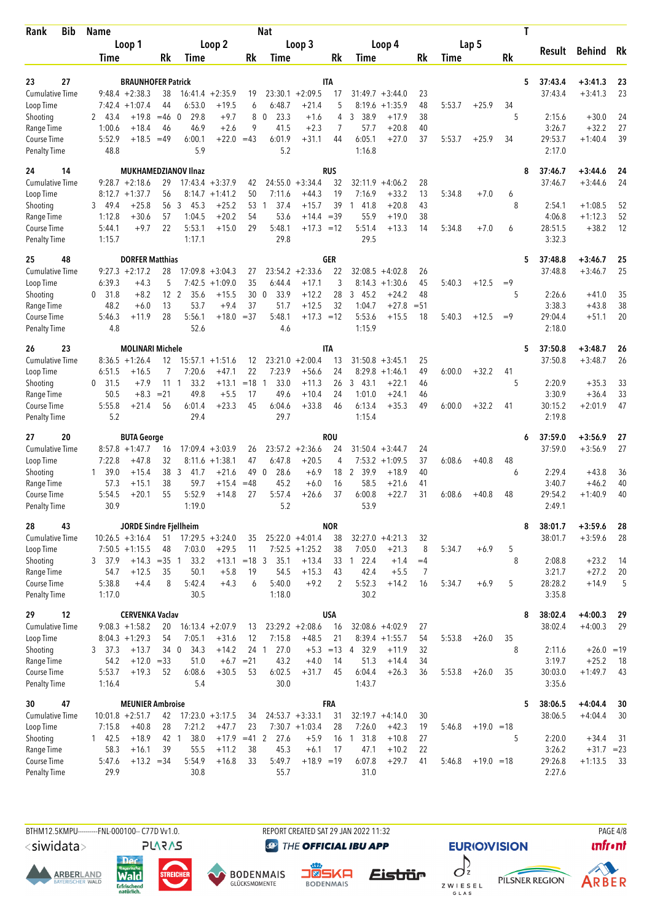| Rank | Bib | Name | | | | | Nat | | | | | | | | | T | Result | Behind | Rk |
|---|---|---|---|---|---|---|---|---|---|---|---|---|---|---|---|---|---|---|---|
| | | Loop 1 | | | Loop 2 | | | Loop 3 | | | Loop 4 | | | Lap 5 | | | | | |
| | | Time | | Rk | Time | | Rk | Time | | Rk | Time | | Rk | Time | | Rk | | | |
| 23 | 27 | BRAUNHOFER Patrick | | | | | ITA | | | | | | | | | 5 | 37:43.4 | +3:41.3 | 23 |
| Cumulative Time | | 9:48.4 | +2:38.3 | 38 | 16:41.4 | +2:35.9 | 19 | 23:30.1 | +2:09.5 | 17 | 31:49.7 | +3:44.0 | 23 | | | | 37:43.4 | +3:41.3 | 23 |
| Loop Time | | 7:42.4 | +1:07.4 | 44 | 6:53.0 | +19.5 | 6 | 6:48.7 | +21.4 | 5 | 8:19.6 | +1:35.9 | 48 | 5:53.7 | +25.9 | 34 | | | |
| Shooting | | 2 43.4 | +19.8 | =46 | 0 29.8 | +9.7 | 8 | 0 23.3 | +1.6 | 4 | 3 38.9 | +17.9 | 38 | | | 5 | 2:15.6 | +30.0 | 24 |
| Range Time | | 1:00.6 | +18.4 | 46 | 46.9 | +2.6 | 9 | 41.5 | +2.3 | 7 | 57.7 | +20.8 | 40 | | | | 3:26.7 | +32.2 | 27 |
| Course Time | | 5:52.9 | +18.5 | =49 | 6:00.1 | +22.0 | =43 | 6:01.9 | +31.1 | 44 | 6:05.1 | +27.0 | 37 | 5:53.7 | +25.9 | 34 | 29:53.7 | +1:40.4 | 39 |
| Penalty Time | | 48.8 | | | 5.9 | | | 5.2 | | | 1:16.8 | | | | | | 2:17.0 | | |
| 24 | 14 | MUKHAMEDZIANOV Ilnaz | | | | | RUS | | | | | | | | | 8 | 37:46.7 | +3:44.6 | 24 |
| Cumulative Time | | 9:28.7 | +2:18.6 | 29 | 17:43.4 | +3:37.9 | 42 | 24:55.0 | +3:34.4 | 32 | 32:11.9 | +4:06.2 | 28 | | | | 37:46.7 | +3:44.6 | 24 |
| Loop Time | | 8:12.7 | +1:37.7 | 56 | 8:14.7 | +1:41.2 | 50 | 7:11.6 | +44.3 | 19 | 7:16.9 | +33.2 | 13 | 5:34.8 | +7.0 | 6 | | | |
| Shooting | | 3 49.4 | +25.8 | 56 | 3 45.3 | +25.2 | 53 | 1 37.4 | +15.7 | 39 | 1 41.8 | +20.8 | 43 | | | 8 | 2:54.1 | +1:08.5 | 52 |
| Range Time | | 1:12.8 | +30.6 | 57 | 1:04.5 | +20.2 | 54 | 53.6 | +14.4 | =39 | 55.9 | +19.0 | 38 | | | | 4:06.8 | +1:12.3 | 52 |
| Course Time | | 5:44.1 | +9.7 | 22 | 5:53.1 | +15.0 | 29 | 5:48.1 | +17.3 | =12 | 5:51.4 | +13.3 | 14 | 5:34.8 | +7.0 | 6 | 28:51.5 | +38.2 | 12 |
| Penalty Time | | 1:15.7 | | | 1:17.1 | | | 29.8 | | | 29.5 | | | | | | 3:32.3 | | |
| 25 | 48 | DORFER Matthias | | | | | GER | | | | | | | | | 5 | 37:48.8 | +3:46.7 | 25 |
| Cumulative Time | | 9:27.3 | +2:17.2 | 28 | 17:09.8 | +3:04.3 | 27 | 23:54.2 | +2:33.6 | 22 | 32:08.5 | +4:02.8 | 26 | | | | 37:48.8 | +3:46.7 | 25 |
| Loop Time | | 6:39.3 | +4.3 | 5 | 7:42.5 | +1:09.0 | 35 | 6:44.4 | +17.1 | 3 | 8:14.3 | +1:30.6 | 45 | 5:40.3 | +12.5 | =9 | | | |
| Shooting | | 0 31.8 | +8.2 | 12 | 2 35.6 | +15.5 | 30 | 0 33.9 | +12.2 | 28 | 3 45.2 | +24.2 | 48 | | | 5 | 2:26.6 | +41.0 | 35 |
| Range Time | | 48.2 | +6.0 | 13 | 53.7 | +9.4 | 37 | 51.7 | +12.5 | 32 | 1:04.7 | +27.8 | =51 | | | | 3:38.3 | +43.8 | 38 |
| Course Time | | 5:46.3 | +11.9 | 28 | 5:56.1 | +18.0 | =37 | 5:48.1 | +17.3 | =12 | 5:53.6 | +15.5 | 18 | 5:40.3 | +12.5 | =9 | 29:04.4 | +51.1 | 20 |
| Penalty Time | | 4.8 | | | 52.6 | | | 4.6 | | | 1:15.9 | | | | | | 2:18.0 | | |
| 26 | 23 | MOLINARI Michele | | | | | ITA | | | | | | | | | 5 | 37:50.8 | +3:48.7 | 26 |
| Cumulative Time | | 8:36.5 | +1:26.4 | 12 | 15:57.1 | +1:51.6 | 12 | 23:21.0 | +2:00.4 | 13 | 31:50.8 | +3:45.1 | 25 | | | | 37:50.8 | +3:48.7 | 26 |
| Loop Time | | 6:51.5 | +16.5 | 7 | 7:20.6 | +47.1 | 22 | 7:23.9 | +56.6 | 24 | 8:29.8 | +1:46.1 | 49 | 6:00.0 | +32.2 | 41 | | | |
| Shooting | | 0 31.5 | +7.9 | 11 | 1 33.2 | +13.1 | =18 | 1 33.0 | +11.3 | 26 | 3 43.1 | +22.1 | 46 | | | 5 | 2:20.9 | +35.3 | 33 |
| Range Time | | 50.5 | +8.3 | =21 | 49.8 | +5.5 | 17 | 49.6 | +10.4 | 24 | 1:01.0 | +24.1 | 46 | | | | 3:30.9 | +36.4 | 33 |
| Course Time | | 5:55.8 | +21.4 | 56 | 6:01.4 | +23.3 | 45 | 6:04.6 | +33.8 | 46 | 6:13.4 | +35.3 | 49 | 6:00.0 | +32.2 | 41 | 30:15.2 | +2:01.9 | 47 |
| Penalty Time | | 5.2 | | | 29.4 | | | 29.7 | | | 1:15.4 | | | | | | 2:19.8 | | |
| 27 | 20 | BUTA George | | | | | ROU | | | | | | | | | 6 | 37:59.0 | +3:56.9 | 27 |
| Cumulative Time | | 8:57.8 | +1:47.7 | 16 | 17:09.4 | +3:03.9 | 26 | 23:57.2 | +2:36.6 | 24 | 31:50.4 | +3:44.7 | 24 | | | | 37:59.0 | +3:56.9 | 27 |
| Loop Time | | 7:22.8 | +47.8 | 32 | 8:11.6 | +1:38.1 | 47 | 6:47.8 | +20.5 | 4 | 7:53.2 | +1:09.5 | 37 | 6:08.6 | +40.8 | 48 | | | |
| Shooting | | 1 39.0 | +15.4 | 38 | 3 41.7 | +21.6 | 49 | 0 28.6 | +6.9 | 18 | 2 39.9 | +18.9 | 40 | | | 6 | 2:29.4 | +43.8 | 36 |
| Range Time | | 57.3 | +15.1 | 38 | 59.7 | +15.4 | =48 | 45.2 | +6.0 | 16 | 58.5 | +21.6 | 41 | | | | 3:40.7 | +46.2 | 40 |
| Course Time | | 5:54.5 | +20.1 | 55 | 5:52.9 | +14.8 | 27 | 5:57.4 | +26.6 | 37 | 6:00.8 | +22.7 | 31 | 6:08.6 | +40.8 | 48 | 29:54.2 | +1:40.9 | 40 |
| Penalty Time | | 30.9 | | | 1:19.0 | | | 5.2 | | | 53.9 | | | | | | 2:49.1 | | |
| 28 | 43 | JORDE Sindre Fjellheim | | | | | NOR | | | | | | | | | 8 | 38:01.7 | +3:59.6 | 28 |
| Cumulative Time | | 10:26.5 | +3:16.4 | 51 | 17:29.5 | +3:24.0 | 35 | 25:22.0 | +4:01.4 | 38 | 32:27.0 | +4:21.3 | 32 | | | | 38:01.7 | +3:59.6 | 28 |
| Loop Time | | 7:50.5 | +1:15.5 | 48 | 7:03.0 | +29.5 | 11 | 7:52.5 | +1:25.2 | 38 | 7:05.0 | +21.3 | 8 | 5:34.7 | +6.9 | 5 | | | |
| Shooting | | 3 37.9 | +14.3 | =35 | 1 33.2 | +13.1 | =18 | 3 35.1 | +13.4 | 33 | 1 22.4 | +1.4 | =4 | | | 8 | 2:08.8 | +23.2 | 14 |
| Range Time | | 54.7 | +12.5 | 35 | 50.1 | +5.8 | 19 | 54.5 | +15.3 | 43 | 42.4 | +5.5 | 7 | | | | 3:21.7 | +27.2 | 20 |
| Course Time | | 5:38.8 | +4.4 | 8 | 5:42.4 | +4.3 | 6 | 5:40.0 | +9.2 | 2 | 5:52.3 | +14.2 | 16 | 5:34.7 | +6.9 | 5 | 28:28.2 | +14.9 | 5 |
| Penalty Time | | 1:17.0 | | | 30.5 | | | 1:18.0 | | | 30.2 | | | | | | 3:35.8 | | |
| 29 | 12 | CERVENKA Vaclav | | | | | USA | | | | | | | | | 8 | 38:02.4 | +4:00.3 | 29 |
| Cumulative Time | | 9:08.3 | +1:58.2 | 20 | 16:13.4 | +2:07.9 | 13 | 23:29.2 | +2:08.6 | 16 | 32:08.6 | +4:02.9 | 27 | | | | 38:02.4 | +4:00.3 | 29 |
| Loop Time | | 8:04.3 | +1:29.3 | 54 | 7:05.1 | +31.6 | 12 | 7:15.8 | +48.5 | 21 | 8:39.4 | +1:55.7 | 54 | 5:53.8 | +26.0 | 35 | | | |
| Shooting | | 3 37.3 | +13.7 | 34 | 0 34.3 | +14.2 | 24 | 1 27.0 | +5.3 | =13 | 4 32.9 | +11.9 | 32 | | | 8 | 2:11.6 | +26.0 | =19 |
| Range Time | | 54.2 | +12.0 | =33 | 51.0 | +6.7 | =21 | 43.2 | +4.0 | 14 | 51.3 | +14.4 | 34 | | | | 3:19.7 | +25.2 | 18 |
| Course Time | | 5:53.7 | +19.3 | 52 | 6:08.6 | +30.5 | 53 | 6:02.5 | +31.7 | 45 | 6:04.4 | +26.3 | 36 | 5:53.8 | +26.0 | 35 | 30:03.0 | +1:49.7 | 43 |
| Penalty Time | | 1:16.4 | | | 5.4 | | | 30.0 | | | 1:43.7 | | | | | | 3:35.6 | | |
| 30 | 47 | MEUNIER Ambroise | | | | | FRA | | | | | | | | | 5 | 38:06.5 | +4:04.4 | 30 |
| Cumulative Time | | 10:01.8 | +2:51.7 | 42 | 17:23.0 | +3:17.5 | 34 | 24:53.7 | +3:33.1 | 31 | 32:19.7 | +4:14.0 | 30 | | | | 38:06.5 | +4:04.4 | 30 |
| Loop Time | | 7:15.8 | +40.8 | 28 | 7:21.2 | +47.7 | 23 | 7:30.7 | +1:03.4 | 28 | 7:26.0 | +42.3 | 19 | 5:46.8 | +19.0 | =18 | | | |
| Shooting | | 1 42.5 | +18.9 | 42 | 1 38.0 | +17.9 | =41 | 2 27.6 | +5.9 | 16 | 1 31.8 | +10.8 | 27 | | | 5 | 2:20.0 | +34.4 | 31 |
| Range Time | | 58.3 | +16.1 | 39 | 55.5 | +11.2 | 38 | 45.3 | +6.1 | 17 | 47.1 | +10.2 | 22 | | | | 3:26.2 | +31.7 | =23 |
| Course Time | | 5:47.6 | +13.2 | =34 | 5:54.9 | +16.8 | 33 | 5:49.7 | +18.9 | =19 | 6:07.8 | +29.7 | 41 | 5:46.8 | +19.0 | =18 | 29:26.8 | +1:13.5 | 33 |
| Penalty Time | | 29.9 | | | 30.8 | | | 55.7 | | | 31.0 | | | | | | 2:27.6 | | |

BTHM12.5KMPU---------FNL-000100-- C77D Vv1.0. REPORT CREATED SAT 29 JAN 2022 11:32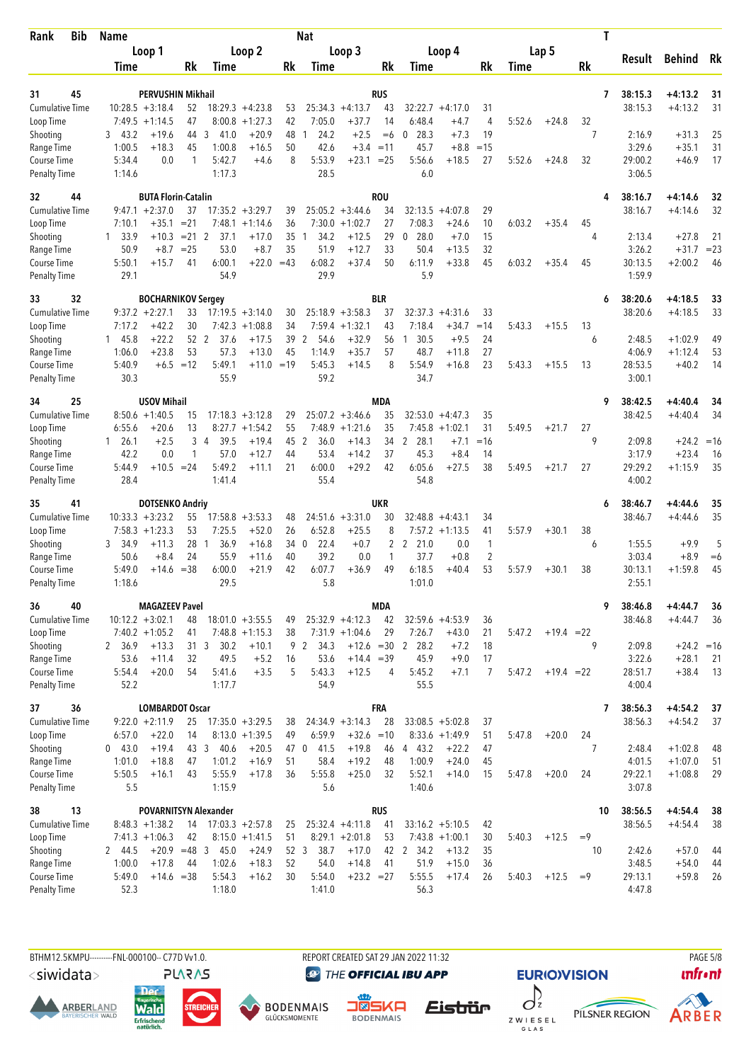| Rank | Bib | Name | | | Nat | | | | | | | | T | Result | Behind | Rk |
|---|---|---|---|---|---|---|---|---|---|---|---|---|---|---|---|---|
| | | Loop 1 | | Loop 2 | | Loop 3 | | Loop 4 | | Lap 5 | | | | | | |
| | | Time | Rk | Time | Rk | Time | Rk | Time | Rk | Time | | Rk | | | | |
| 31 | 45 | PERVUSHIN Mikhail | | | | RUS | | | | | | | 7 | 38:15.3 | +4:13.2 | 31 |
| Cumulative Time | | 10:28.5 +3:18.4 | 52 | 18:29.3 +4:23.8 | 53 | 25:34.3 +4:13.7 | 43 | 32:22.7 +4:17.0 | 31 | | | | | 38:15.3 | +4:13.2 | 31 |
| Loop Time | | 7:49.5 +1:14.5 | 47 | 8:00.8 +1:27.3 | 42 | 7:05.0 +37.7 | 14 | 6:48.4 +4.7 | 4 | 5:52.6 | +24.8 | 32 | | | | |
| Shooting | | 3 43.2 +19.6 | 44 | 3 41.0 +20.9 | 48 | 1 24.2 +2.5 | =6 | 0 28.3 +7.3 | 19 | | | | 7 | 2:16.9 | +31.3 | 25 |
| Range Time | | 1:00.5 +18.3 | 45 | 1:00.8 +16.5 | 50 | 42.6 +3.4 | =11 | 45.7 +8.8 | =15 | | | | | 3:29.6 | +35.1 | 31 |
| Course Time | | 5:34.4 0.0 | 1 | 5:42.7 +4.6 | 8 | 5:53.9 +23.1 | =25 | 5:56.6 +18.5 | 27 | 5:52.6 | +24.8 | 32 | | 29:00.2 | +46.9 | 17 |
| Penalty Time | | 1:14.6 | | 1:17.3 | | 28.5 | | 6.0 | | | | | | 3:06.5 | | |
| 32 | 44 | BUTA Florin-Catalin | | | | ROU | | | | | | | 4 | 38:16.7 | +4:14.6 | 32 |
| Cumulative Time | | 9:47.1 +2:37.0 | 37 | 17:35.2 +3:29.7 | 39 | 25:05.2 +3:44.6 | 34 | 32:13.5 +4:07.8 | 29 | | | | | 38:16.7 | +4:14.6 | 32 |
| Loop Time | | 7:10.1 +35.1 | =21 | 7:48.1 +1:14.6 | 36 | 7:30.0 +1:02.7 | 27 | 7:08.3 +24.6 | 10 | 6:03.2 | +35.4 | 45 | | | | |
| Shooting | | 1 33.9 +10.3 | =21 | 2 37.1 +17.0 | 35 | 1 34.2 +12.5 | 29 | 0 28.0 +7.0 | 15 | | | | 4 | 2:13.4 | +27.8 | 21 |
| Range Time | | 50.9 +8.7 | =25 | 53.0 +8.7 | 35 | 51.9 +12.7 | 33 | 50.4 +13.5 | 32 | | | | | 3:26.2 | +31.7 | =23 |
| Course Time | | 5:50.1 +15.7 | 41 | 6:00.1 +22.0 | =43 | 6:08.2 +37.4 | 50 | 6:11.9 +33.8 | 45 | 6:03.2 | +35.4 | 45 | | 30:13.5 | +2:00.2 | 46 |
| Penalty Time | | 29.1 | | 54.9 | | 29.9 | | 5.9 | | | | | | 1:59.9 | | |
| 33 | 32 | BOCHARNIKOV Sergey | | | | BLR | | | | | | | 6 | 38:20.6 | +4:18.5 | 33 |
| Cumulative Time | | 9:37.2 +2:27.1 | 33 | 17:19.5 +3:14.0 | 30 | 25:18.9 +3:58.3 | 37 | 32:37.3 +4:31.6 | 33 | | | | | 38:20.6 | +4:18.5 | 33 |
| Loop Time | | 7:17.2 +42.2 | 30 | 7:42.3 +1:08.8 | 34 | 7:59.4 +1:32.1 | 43 | 7:18.4 +34.7 | =14 | 5:43.3 | +15.5 | 13 | | | | |
| Shooting | | 1 45.8 +22.2 | 52 | 2 37.6 +17.5 | 39 | 2 54.6 +32.9 | 56 | 1 30.5 +9.5 | 24 | | | | 6 | 2:48.5 | +1:02.9 | 49 |
| Range Time | | 1:06.0 +23.8 | 53 | 57.3 +13.0 | 45 | 1:14.9 +35.7 | 57 | 48.7 +11.8 | 27 | | | | | 4:06.9 | +1:12.4 | 53 |
| Course Time | | 5:40.9 +6.5 | =12 | 5:49.1 +11.0 | =19 | 5:45.3 +14.5 | 8 | 5:54.9 +16.8 | 23 | 5:43.3 | +15.5 | 13 | | 28:53.5 | +40.2 | 14 |
| Penalty Time | | 30.3 | | 55.9 | | 59.2 | | 34.7 | | | | | | 3:00.1 | | |
| 34 | 25 | USOV Mihail | | | | MDA | | | | | | | 9 | 38:42.5 | +4:40.4 | 34 |
| Cumulative Time | | 8:50.6 +1:40.5 | 15 | 17:18.3 +3:12.8 | 29 | 25:07.2 +3:46.6 | 35 | 32:53.0 +4:47.3 | 35 | | | | | 38:42.5 | +4:40.4 | 34 |
| Loop Time | | 6:55.6 +20.6 | 13 | 8:27.7 +1:54.2 | 55 | 7:48.9 +1:21.6 | 35 | 7:45.8 +1:02.1 | 31 | 5:49.5 | +21.7 | 27 | | | | |
| Shooting | | 1 26.1 +2.5 | 3 | 4 39.5 +19.4 | 45 | 2 36.0 +14.3 | 34 | 2 28.1 +7.1 | =16 | | | | 9 | 2:09.8 | +24.2 | =16 |
| Range Time | | 42.2 0.0 | 1 | 57.0 +12.7 | 44 | 53.4 +14.2 | 37 | 45.3 +8.4 | 14 | | | | | 3:17.9 | +23.4 | 16 |
| Course Time | | 5:44.9 +10.5 | =24 | 5:49.2 +11.1 | 21 | 6:00.0 +29.2 | 42 | 6:05.6 +27.5 | 38 | 5:49.5 | +21.7 | 27 | | 29:29.2 | +1:15.9 | 35 |
| Penalty Time | | 28.4 | | 1:41.4 | | 55.4 | | 54.8 | | | | | | 4:00.2 | | |
| 35 | 41 | DOTSENKO Andriy | | | | UKR | | | | | | | 6 | 38:46.7 | +4:44.6 | 35 |
| Cumulative Time | | 10:33.3 +3:23.2 | 55 | 17:58.8 +3:53.3 | 48 | 24:51.6 +3:31.0 | 30 | 32:48.8 +4:43.1 | 34 | | | | | 38:46.7 | +4:44.6 | 35 |
| Loop Time | | 7:58.3 +1:23.3 | 53 | 7:25.5 +52.0 | 26 | 6:52.8 +25.5 | 8 | 7:57.2 +1:13.5 | 41 | 5:57.9 | +30.1 | 38 | | | | |
| Shooting | | 3 34.9 +11.3 | 28 | 1 36.9 +16.8 | 34 | 0 22.4 +0.7 | 2 | 2 21.0 0.0 | 1 | | | | 6 | 1:55.5 | +9.9 | 5 |
| Range Time | | 50.6 +8.4 | 24 | 55.9 +11.6 | 40 | 39.2 0.0 | 1 | 37.7 +0.8 | 2 | | | | | 3:03.4 | +8.9 | =6 |
| Course Time | | 5:49.0 +14.6 | =38 | 6:00.0 +21.9 | 42 | 6:07.7 +36.9 | 49 | 6:18.5 +40.4 | 53 | 5:57.9 | +30.1 | 38 | | 30:13.1 | +1:59.8 | 45 |
| Penalty Time | | 1:18.6 | | 29.5 | | 5.8 | | 1:01.0 | | | | | | 2:55.1 | | |
| 36 | 40 | MAGAZEEV Pavel | | | | MDA | | | | | | | 9 | 38:46.8 | +4:44.7 | 36 |
| Cumulative Time | | 10:12.2 +3:02.1 | 48 | 18:01.0 +3:55.5 | 49 | 25:32.9 +4:12.3 | 42 | 32:59.6 +4:53.9 | 36 | | | | | 38:46.8 | +4:44.7 | 36 |
| Loop Time | | 7:40.2 +1:05.2 | 41 | 7:48.8 +1:15.3 | 38 | 7:31.9 +1:04.6 | 29 | 7:26.7 +43.0 | 21 | 5:47.2 | +19.4 | =22 | | | | |
| Shooting | | 2 36.9 +13.3 | 31 | 3 30.2 +10.1 | 9 | 2 34.3 +12.6 | =30 | 2 28.2 +7.2 | 18 | | | | 9 | 2:09.8 | +24.2 | =16 |
| Range Time | | 53.6 +11.4 | 32 | 49.5 +5.2 | 16 | 53.6 +14.4 | =39 | 45.9 +9.0 | 17 | | | | | 3:22.6 | +28.1 | 21 |
| Course Time | | 5:54.4 +20.0 | 54 | 5:41.6 +3.5 | 5 | 5:43.3 +12.5 | 4 | 5:45.2 +7.1 | 7 | 5:47.2 | +19.4 | =22 | | 28:51.7 | +38.4 | 13 |
| Penalty Time | | 52.2 | | 1:17.7 | | 54.9 | | 55.5 | | | | | | 4:00.4 | | |
| 37 | 36 | LOMBARDOT Oscar | | | | FRA | | | | | | | 7 | 38:56.3 | +4:54.2 | 37 |
| Cumulative Time | | 9:22.0 +2:11.9 | 25 | 17:35.0 +3:29.5 | 38 | 24:34.9 +3:14.3 | 28 | 33:08.5 +5:02.8 | 37 | | | | | 38:56.3 | +4:54.2 | 37 |
| Loop Time | | 6:57.0 +22.0 | 14 | 8:13.0 +1:39.5 | 49 | 6:59.9 +32.6 | =10 | 8:33.6 +1:49.9 | 51 | 5:47.8 | +20.0 | 24 | | | | |
| Shooting | | 0 43.0 +19.4 | 43 | 3 40.6 +20.5 | 47 | 0 41.5 +19.8 | 46 | 4 43.2 +22.2 | 47 | | | | 7 | 2:48.4 | +1:02.8 | 48 |
| Range Time | | 1:01.0 +18.8 | 47 | 1:01.2 +16.9 | 51 | 58.4 +19.2 | 48 | 1:00.9 +24.0 | 45 | | | | | 4:01.5 | +1:07.0 | 51 |
| Course Time | | 5:50.5 +16.1 | 43 | 5:55.9 +17.8 | 36 | 5:55.8 +25.0 | 32 | 5:52.1 +14.0 | 15 | 5:47.8 | +20.0 | 24 | | 29:22.1 | +1:08.8 | 29 |
| Penalty Time | | 5.5 | | 1:15.9 | | 5.6 | | 1:40.6 | | | | | | 3:07.8 | | |
| 38 | 13 | POVARNITSYN Alexander | | | | RUS | | | | | | | 10 | 38:56.5 | +4:54.4 | 38 |
| Cumulative Time | | 8:48.3 +1:38.2 | 14 | 17:03.3 +2:57.8 | 25 | 25:32.4 +4:11.8 | 41 | 33:16.2 +5:10.5 | 42 | | | | | 38:56.5 | +4:54.4 | 38 |
| Loop Time | | 7:41.3 +1:06.3 | 42 | 8:15.0 +1:41.5 | 51 | 8:29.1 +2:01.8 | 53 | 7:43.8 +1:00.1 | 30 | 5:40.3 | +12.5 | =9 | | | | |
| Shooting | | 2 44.5 +20.9 | =48 | 3 45.0 +24.9 | 52 | 3 38.7 +17.0 | 42 | 2 34.2 +13.2 | 35 | | | | 10 | 2:42.6 | +57.0 | 44 |
| Range Time | | 1:00.0 +17.8 | 44 | 1:02.6 +18.3 | 52 | 54.0 +14.8 | 41 | 51.9 +15.0 | 36 | | | | | 3:48.5 | +54.0 | 44 |
| Course Time | | 5:49.0 +14.6 | =38 | 5:54.3 +16.2 | 30 | 5:54.0 +23.2 | =27 | 5:55.5 +17.4 | 26 | 5:40.3 | +12.5 | =9 | | 29:13.1 | +59.8 | 26 |
| Penalty Time | | 52.3 | | 1:18.0 | | 1:41.0 | | 56.3 | | | | | | 4:47.8 | | |

BTHM12.5KMPU----------FNL-000100-- C77D Vv1.0. REPORT CREATED SAT 29 JAN 2022 11:32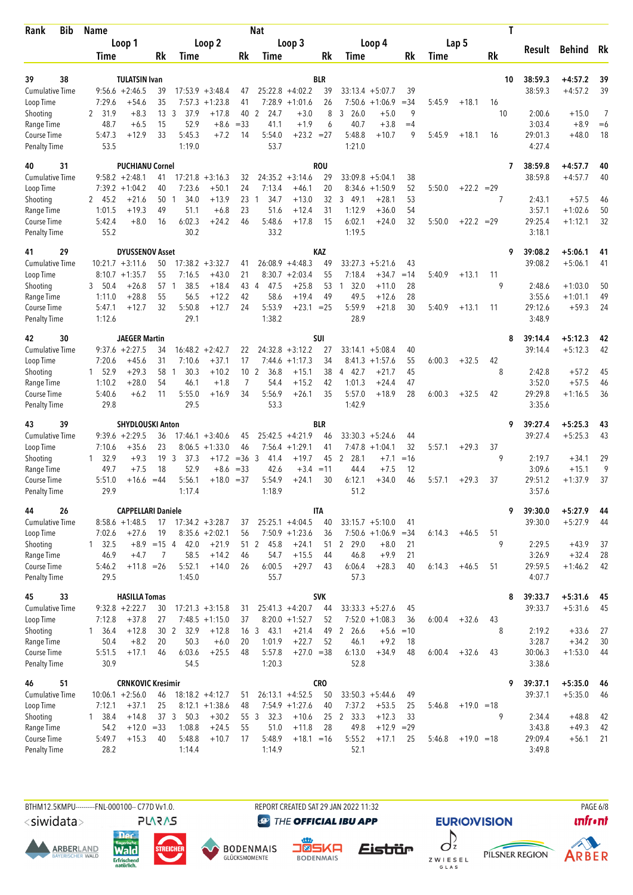| Rank | Bib | Name | | | Nat | | | | | | | | | T | Result | Behind | Rk |
|---|---|---|---|---|---|---|---|---|---|---|---|---|---|---|---|---|---|
| | | Loop 1 | | Loop 2 | | Loop 3 | | Loop 4 | | Lap 5 | | | | | | | |
| | | Time | Rk | Time | Rk | Time | Rk | Time | Rk | Time | | Rk | | | | | |
| 39 | 38 | TULATSIN Ivan | | | | BLR | | | | | | | | 10 | 38:59.3 | +4:57.2 | 39 |
| Cumulative Time | | 9:56.6 +2:46.5 | 39 | 17:53.9 +3:48.4 | 47 | 25:22.8 +4:02.2 | 39 | 33:13.4 +5:07.7 | 39 | | | | | | 38:59.3 | +4:57.2 | 39 |
| Loop Time | | 7:29.6 +54.6 | 35 | 7:57.3 +1:23.8 | 41 | 7:28.9 +1:01.6 | 26 | 7:50.6 +1:06.9 | =34 | 5:45.9 | +18.1 | 16 | | | | | |
| Shooting | | 2 31.9 +8.3 | 13 | 3 37.9 +17.8 | 40 | 2 24.7 +3.0 | 8 | 3 26.0 +5.0 | 9 | | | | 10 | | 2:00.6 | +15.0 | 7 |
| Range Time | | 48.7 +6.5 | 15 | 52.9 +8.6 | =33 | 41.1 +1.9 | 6 | 40.7 +3.8 | =4 | | | | | | 3:03.4 | +8.9 | =6 |
| Course Time | | 5:47.3 +12.9 | 33 | 5:45.3 +7.2 | 14 | 5:54.0 +23.2 | =27 | 5:48.8 +10.7 | 9 | 5:45.9 | +18.1 | 16 | | | 29:01.3 | +48.0 | 18 |
| Penalty Time | | 53.5 | | 1:19.0 | | 53.7 | | 1:21.0 | | | | | | | 4:27.4 | | |
| 40 | 31 | PUCHIANU Cornel | | | | ROU | | | | | | | | 7 | 38:59.8 | +4:57.7 | 40 |
| Cumulative Time | | 9:58.2 +2:48.1 | 41 | 17:21.8 +3:16.3 | 32 | 24:35.2 +3:14.6 | 29 | 33:09.8 +5:04.1 | 38 | | | | | | 38:59.8 | +4:57.7 | 40 |
| Loop Time | | 7:39.2 +1:04.2 | 40 | 7:23.6 +50.1 | 24 | 7:13.4 +46.1 | 20 | 8:34.6 +1:50.9 | 52 | 5:50.0 | +22.2 | =29 | | | | | |
| Shooting | | 2 45.2 +21.6 | 50 | 1 34.0 +13.9 | 23 | 1 34.7 +13.0 | 32 | 3 49.1 +28.1 | 53 | | | | 7 | | 2:43.1 | +57.5 | 46 |
| Range Time | | 1:01.5 +19.3 | 49 | 51.1 +6.8 | 23 | 51.6 +12.4 | 31 | 1:12.9 +36.0 | 54 | | | | | | 3:57.1 | +1:02.6 | 50 |
| Course Time | | 5:42.4 +8.0 | 16 | 6:02.3 +24.2 | 46 | 5:48.6 +17.8 | 15 | 6:02.1 +24.0 | 32 | 5:50.0 | +22.2 | =29 | | | 29:25.4 | +1:12.1 | 32 |
| Penalty Time | | 55.2 | | 30.2 | | 33.2 | | 1:19.5 | | | | | | | 3:18.1 | | |
| 41 | 29 | DYUSSENOV Asset | | | | KAZ | | | | | | | | 9 | 39:08.2 | +5:06.1 | 41 |
| Cumulative Time | | 10:21.7 +3:11.6 | 50 | 17:38.2 +3:32.7 | 41 | 26:08.9 +4:48.3 | 49 | 33:27.3 +5:21.6 | 43 | | | | | | 39:08.2 | +5:06.1 | 41 |
| Loop Time | | 8:10.7 +1:35.7 | 55 | 7:16.5 +43.0 | 21 | 8:30.7 +2:03.4 | 55 | 7:18.4 +34.7 | =14 | 5:40.9 | +13.1 | 11 | | | | | |
| Shooting | | 3 50.4 +26.8 | 57 | 1 38.5 +18.4 | 43 | 4 47.5 +25.8 | 53 | 1 32.0 +11.0 | 28 | | | | 9 | | 2:48.6 | +1:03.0 | 50 |
| Range Time | | 1:11.0 +28.8 | 55 | 56.5 +12.2 | 42 | 58.6 +19.4 | 49 | 49.5 +12.6 | 28 | | | | | | 3:55.6 | +1:01.1 | 49 |
| Course Time | | 5:47.1 +12.7 | 32 | 5:50.8 +12.7 | 24 | 5:53.9 +23.1 | =25 | 5:59.9 +21.8 | 30 | 5:40.9 | +13.1 | 11 | | | 29:12.6 | +59.3 | 24 |
| Penalty Time | | 1:12.6 | | 29.1 | | 1:38.2 | | 28.9 | | | | | | | 3:48.9 | | |
| 42 | 30 | JAEGER Martin | | | | SUI | | | | | | | | 8 | 39:14.4 | +5:12.3 | 42 |
| Cumulative Time | | 9:37.6 +2:27.5 | 34 | 16:48.2 +2:42.7 | 22 | 24:32.8 +3:12.2 | 27 | 33:14.1 +5:08.4 | 40 | | | | | | 39:14.4 | +5:12.3 | 42 |
| Loop Time | | 7:20.6 +45.6 | 31 | 7:10.6 +37.1 | 17 | 7:44.6 +1:17.3 | 34 | 8:41.3 +1:57.6 | 55 | 6:00.3 | +32.5 | 42 | | | | | |
| Shooting | | 1 52.9 +29.3 | 58 | 1 30.3 +10.2 | 10 | 2 36.8 +15.1 | 38 | 4 42.7 +21.7 | 45 | | | | 8 | | 2:42.8 | +57.2 | 45 |
| Range Time | | 1:10.2 +28.0 | 54 | 46.1 +1.8 | 7 | 54.4 +15.2 | 42 | 1:01.3 +24.4 | 47 | | | | | | 3:52.0 | +57.5 | 46 |
| Course Time | | 5:40.6 +6.2 | 11 | 5:55.0 +16.9 | 34 | 5:56.9 +26.1 | 35 | 5:57.0 +18.9 | 28 | 6:00.3 | +32.5 | 42 | | | 29:29.8 | +1:16.5 | 36 |
| Penalty Time | | 29.8 | | 29.5 | | 53.3 | | 1:42.9 | | | | | | | 3:35.6 | | |
| 43 | 39 | SHYDLOUSKI Anton | | | | BLR | | | | | | | | 9 | 39:27.4 | +5:25.3 | 43 |
| Cumulative Time | | 9:39.6 +2:29.5 | 36 | 17:46.1 +3:40.6 | 45 | 25:42.5 +4:21.9 | 46 | 33:30.3 +5:24.6 | 44 | | | | | | 39:27.4 | +5:25.3 | 43 |
| Loop Time | | 7:10.6 +35.6 | 23 | 8:06.5 +1:33.0 | 46 | 7:56.4 +1:29.1 | 41 | 7:47.8 +1:04.1 | 32 | 5:57.1 | +29.3 | 37 | | | | | |
| Shooting | | 1 32.9 +9.3 | 19 | 3 37.3 +17.2 | =36 | 3 41.4 +19.7 | 45 | 2 28.1 +7.1 | =16 | | | | 9 | | 2:19.7 | +34.1 | 29 |
| Range Time | | 49.7 +7.5 | 18 | 52.9 +8.6 | =33 | 42.6 +3.4 | =11 | 44.4 +7.5 | 12 | | | | | | 3:09.6 | +15.1 | 9 |
| Course Time | | 5:51.0 +16.6 | =44 | 5:56.1 +18.0 | =37 | 5:54.9 +24.1 | 30 | 6:12.1 +34.0 | 46 | 5:57.1 | +29.3 | 37 | | | 29:51.2 | +1:37.9 | 37 |
| Penalty Time | | 29.9 | | 1:17.4 | | 1:18.9 | | 51.2 | | | | | | | 3:57.6 | | |
| 44 | 26 | CAPPELLARI Daniele | | | | ITA | | | | | | | | 9 | 39:30.0 | +5:27.9 | 44 |
| Cumulative Time | | 8:58.6 +1:48.5 | 17 | 17:34.2 +3:28.7 | 37 | 25:25.1 +4:04.5 | 40 | 33:15.7 +5:10.0 | 41 | | | | | | 39:30.0 | +5:27.9 | 44 |
| Loop Time | | 7:02.6 +27.6 | 19 | 8:35.6 +2:02.1 | 56 | 7:50.9 +1:23.6 | 36 | 7:50.6 +1:06.9 | =34 | 6:14.3 | +46.5 | 51 | | | | | |
| Shooting | | 1 32.5 +8.9 | =15 | 4 42.0 +21.9 | 51 | 2 45.8 +24.1 | 51 | 2 29.0 +8.0 | 21 | | | | 9 | | 2:29.5 | +43.9 | 37 |
| Range Time | | 46.9 +4.7 | 7 | 58.5 +14.2 | 46 | 54.7 +15.5 | 44 | 46.8 +9.9 | 21 | | | | | | 3:26.9 | +32.4 | 28 |
| Course Time | | 5:46.2 +11.8 | =26 | 5:52.1 +14.0 | 26 | 6:00.5 +29.7 | 43 | 6:06.4 +28.3 | 40 | 6:14.3 | +46.5 | 51 | | | 29:59.5 | +1:46.2 | 42 |
| Penalty Time | | 29.5 | | 1:45.0 | | 55.7 | | 57.3 | | | | | | | 4:07.7 | | |
| 45 | 33 | HASILLA Tomas | | | | SVK | | | | | | | | 8 | 39:33.7 | +5:31.6 | 45 |
| Cumulative Time | | 9:32.8 +2:22.7 | 30 | 17:21.3 +3:15.8 | 31 | 25:41.3 +4:20.7 | 44 | 33:33.3 +5:27.6 | 45 | | | | | | 39:33.7 | +5:31.6 | 45 |
| Loop Time | | 7:12.8 +37.8 | 27 | 7:48.5 +1:15.0 | 37 | 8:20.0 +1:52.7 | 52 | 7:52.0 +1:08.3 | 36 | 6:00.4 | +32.6 | 43 | | | | | |
| Shooting | | 1 36.4 +12.8 | 30 | 2 32.9 +12.8 | 16 | 3 43.1 +21.4 | 49 | 2 26.6 +5.6 | =10 | | | | 8 | | 2:19.2 | +33.6 | 27 |
| Range Time | | 50.4 +8.2 | 20 | 50.3 +6.0 | 20 | 1:01.9 +22.7 | 52 | 46.1 +9.2 | 18 | | | | | | 3:28.7 | +34.2 | 30 |
| Course Time | | 5:51.5 +17.1 | 46 | 6:03.6 +25.5 | 48 | 5:57.8 +27.0 | =38 | 6:13.0 +34.9 | 48 | 6:00.4 | +32.6 | 43 | | | 30:06.3 | +1:53.0 | 44 |
| Penalty Time | | 30.9 | | 54.5 | | 1:20.3 | | 52.8 | | | | | | | 3:38.6 | | |
| 46 | 51 | CRNKOVIC Kresimir | | | | CRO | | | | | | | | 9 | 39:37.1 | +5:35.0 | 46 |
| Cumulative Time | | 10:06.1 +2:56.0 | 46 | 18:18.2 +4:12.7 | 51 | 26:13.1 +4:52.5 | 50 | 33:50.3 +5:44.6 | 49 | | | | | | 39:37.1 | +5:35.0 | 46 |
| Loop Time | | 7:12.1 +37.1 | 25 | 8:12.1 +1:38.6 | 48 | 7:54.9 +1:27.6 | 40 | 7:37.2 +53.5 | 25 | 5:46.8 | +19.0 | =18 | | | | | |
| Shooting | | 1 38.4 +14.8 | 37 | 3 50.3 +30.2 | 55 | 3 32.3 +10.6 | 25 | 2 33.3 +12.3 | 33 | | | | 9 | | 2:34.4 | +48.8 | 42 |
| Range Time | | 54.2 +12.0 | =33 | 1:08.8 +24.5 | 55 | 51.0 +11.8 | 28 | 49.8 +12.9 | =29 | | | | | | 3:43.8 | +49.3 | 42 |
| Course Time | | 5:49.7 +15.3 | 40 | 5:48.8 +10.7 | 17 | 5:48.9 +18.1 | =16 | 5:55.2 +17.1 | 25 | 5:46.8 | +19.0 | =18 | | | 29:09.4 | +56.1 | 21 |
| Penalty Time | | 28.2 | | 1:14.4 | | 1:14.9 | | 52.1 | | | | | | | 3:49.8 | | |

BTHM12.5KMPU---------FNL-000100-- C77D Vv1.0. REPORT CREATED SAT 29 JAN 2022 11:32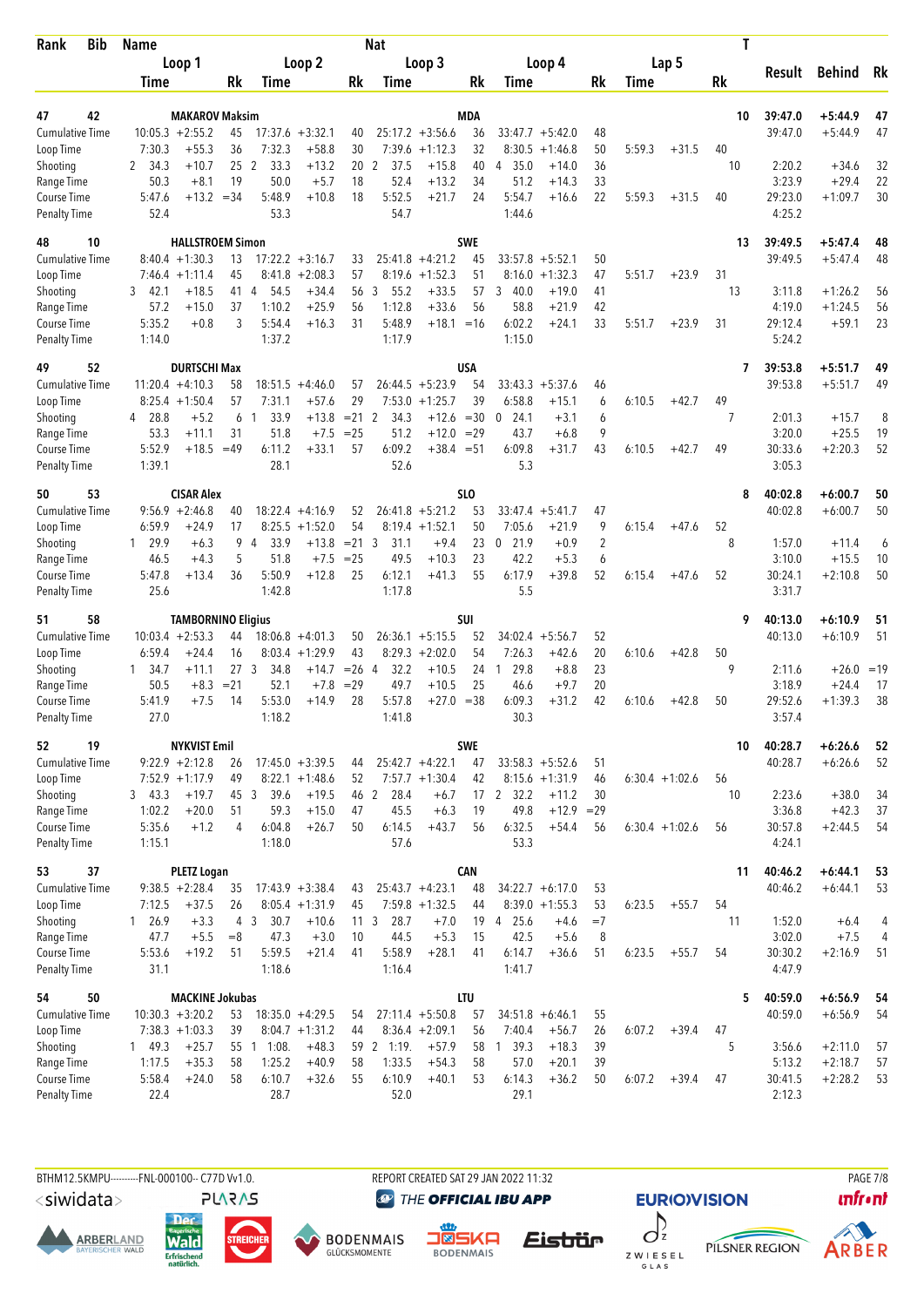| Rank | Bib | Name | | | | | Nat | | | | | | | | T | Result | Behind | Rk |
|---|---|---|---|---|---|---|---|---|---|---|---|---|---|---|---|---|---|---|
| | | Loop 1 | | | Loop 2 | | | Loop 3 | | | Loop 4 | | | Lap 5 | | | | |
| | | Time | | Rk | Time | | Rk | Time | | Rk | Time | | Rk | Time | | Rk | | |
| 47 | 42 | MAKAROV Maksim | | | | | MDA | | | | | | | | 10 | 39:47.0 | +5:44.9 | 47 |
| Cumulative Time | | 10:05.3 | +2:55.2 | 45 | 17:37.6 | +3:32.1 | 40 | 25:17.2 | +3:56.6 | 36 | 33:47.7 | +5:42.0 | 48 | | | 39:47.0 | +5:44.9 | 47 |
| Loop Time | | 7:30.3 | +55.3 | 36 | 7:32.3 | +58.8 | 30 | 7:39.6 | +1:12.3 | 32 | 8:30.5 | +1:46.8 | 50 | 5:59.3 | +31.5 | 40 | | |
| Shooting | | 2 34.3 | +10.7 | 25 | 2 33.3 | +13.2 | 20 | 2 37.5 | +15.8 | 40 | 4 35.0 | +14.0 | 36 | | 10 | 2:20.2 | +34.6 | 32 |
| Range Time | | 50.3 | +8.1 | 19 | 50.0 | +5.7 | 18 | 52.4 | +13.2 | 34 | 51.2 | +14.3 | 33 | | | 3:23.9 | +29.4 | 22 |
| Course Time | | 5:47.6 | +13.2 | =34 | 5:48.9 | +10.8 | 18 | 5:52.5 | +21.7 | 24 | 5:54.7 | +16.6 | 22 | 5:59.3 | +31.5 | 40 | 29:23.0 | +1:09.7 | 30 |
| Penalty Time | | 52.4 | | | 53.3 | | | 54.7 | | | 1:44.6 | | | | | 4:25.2 | | |
| 48 | 10 | HALLSTROEM Simon | | | | | SWE | | | | | | | | 13 | 39:49.5 | +5:47.4 | 48 |
| Cumulative Time | | 8:40.4 | +1:30.3 | 13 | 17:22.2 | +3:16.7 | 33 | 25:41.8 | +4:21.2 | 45 | 33:57.8 | +5:52.1 | 50 | | | 39:49.5 | +5:47.4 | 48 |
| Loop Time | | 7:46.4 | +1:11.4 | 45 | 8:41.8 | +2:08.3 | 57 | 8:19.6 | +1:52.3 | 51 | 8:16.0 | +1:32.3 | 47 | 5:51.7 | +23.9 | 31 | | |
| Shooting | | 3 42.1 | +18.5 | 41 | 4 54.5 | +34.4 | 56 | 3 55.2 | +33.5 | 57 | 3 40.0 | +19.0 | 41 | | 13 | 3:11.8 | +1:26.2 | 56 |
| Range Time | | 57.2 | +15.0 | 37 | 1:10.2 | +25.9 | 56 | 1:12.8 | +33.6 | 56 | 58.8 | +21.9 | 42 | | | 4:19.0 | +1:24.5 | 56 |
| Course Time | | 5:35.2 | +0.8 | 3 | 5:54.4 | +16.3 | 31 | 5:48.9 | +18.1 | =16 | 6:02.2 | +24.1 | 33 | 5:51.7 | +23.9 | 31 | 29:12.4 | +59.1 | 23 |
| Penalty Time | | 1:14.0 | | | 1:37.2 | | | 1:17.9 | | | 1:15.0 | | | | | 5:24.2 | | |
| 49 | 52 | DURTSCHI Max | | | | | USA | | | | | | | | 7 | 39:53.8 | +5:51.7 | 49 |
| Cumulative Time | | 11:20.4 | +4:10.3 | 58 | 18:51.5 | +4:46.0 | 57 | 26:44.5 | +5:23.9 | 54 | 33:43.3 | +5:37.6 | 46 | | | 39:53.8 | +5:51.7 | 49 |
| Loop Time | | 8:25.4 | +1:50.4 | 57 | 7:31.1 | +57.6 | 29 | 7:53.0 | +1:25.7 | 39 | 6:58.8 | +15.1 | 6 | 6:10.5 | +42.7 | 49 | | |
| Shooting | | 4 28.8 | +5.2 | 6 | 1 33.9 | +13.8 | =21 | 2 34.3 | +12.6 | =30 | 0 24.1 | +3.1 | 6 | | 7 | 2:01.3 | +15.7 | 8 |
| Range Time | | 53.3 | +11.1 | 31 | 51.8 | +7.5 | =25 | 51.2 | +12.0 | =29 | 43.7 | +6.8 | 9 | | | 3:20.0 | +25.5 | 19 |
| Course Time | | 5:52.9 | +18.5 | =49 | 6:11.2 | +33.1 | 57 | 6:09.2 | +38.4 | =51 | 6:09.8 | +31.7 | 43 | 6:10.5 | +42.7 | 49 | 30:33.6 | +2:20.3 | 52 |
| Penalty Time | | 1:39.1 | | | 28.1 | | | 52.6 | | | 5.3 | | | | | 3:05.3 | | |
| 50 | 53 | CISAR Alex | | | | | SLO | | | | | | | | 8 | 40:02.8 | +6:00.7 | 50 |
| Cumulative Time | | 9:56.9 | +2:46.8 | 40 | 18:22.4 | +4:16.9 | 52 | 26:41.8 | +5:21.2 | 53 | 33:47.4 | +5:41.7 | 47 | | | 40:02.8 | +6:00.7 | 50 |
| Loop Time | | 6:59.9 | +24.9 | 17 | 8:25.5 | +1:52.0 | 54 | 8:19.4 | +1:52.1 | 50 | 7:05.6 | +21.9 | 9 | 6:15.4 | +47.6 | 52 | | |
| Shooting | | 1 29.9 | +6.3 | 9 | 4 33.9 | +13.8 | =21 | 3 31.1 | +9.4 | 23 | 0 21.9 | +0.9 | 2 | | 8 | 1:57.0 | +11.4 | 6 |
| Range Time | | 46.5 | +4.3 | 5 | 51.8 | +7.5 | =25 | 49.5 | +10.3 | 23 | 42.2 | +5.3 | 6 | | | 3:10.0 | +15.5 | 10 |
| Course Time | | 5:47.8 | +13.4 | 36 | 5:50.9 | +12.8 | 25 | 6:12.1 | +41.3 | 55 | 6:17.9 | +39.8 | 52 | 6:15.4 | +47.6 | 52 | 30:24.1 | +2:10.8 | 50 |
| Penalty Time | | 25.6 | | | 1:42.8 | | | 1:17.8 | | | 5.5 | | | | | 3:31.7 | | |
| 51 | 58 | TAMBORNINO Eligius | | | | | SUI | | | | | | | | 9 | 40:13.0 | +6:10.9 | 51 |
| Cumulative Time | | 10:03.4 | +2:53.3 | 44 | 18:06.8 | +4:01.3 | 50 | 26:36.1 | +5:15.5 | 52 | 34:02.4 | +5:56.7 | 52 | | | 40:13.0 | +6:10.9 | 51 |
| Loop Time | | 6:59.4 | +24.4 | 16 | 8:03.4 | +1:29.9 | 43 | 8:29.3 | +2:02.0 | 54 | 7:26.3 | +42.6 | 20 | 6:10.6 | +42.8 | 50 | | |
| Shooting | | 1 34.7 | +11.1 | 27 | 3 34.8 | +14.7 | =26 | 4 32.2 | +10.5 | 24 | 1 29.8 | +8.8 | 23 | | 9 | 2:11.6 | +26.0 | =19 |
| Range Time | | 50.5 | +8.3 | =21 | 52.1 | +7.8 | =29 | 49.7 | +10.5 | 25 | 46.6 | +9.7 | 20 | | | 3:18.9 | +24.4 | 17 |
| Course Time | | 5:41.9 | +7.5 | 14 | 5:53.0 | +14.9 | 28 | 5:57.8 | +27.0 | =38 | 6:09.3 | +31.2 | 42 | 6:10.6 | +42.8 | 50 | 29:52.6 | +1:39.3 | 38 |
| Penalty Time | | 27.0 | | | 1:18.2 | | | 1:41.8 | | | 30.3 | | | | | 3:57.4 | | |
| 52 | 19 | NYKVIST Emil | | | | | SWE | | | | | | | | 10 | 40:28.7 | +6:26.6 | 52 |
| Cumulative Time | | 9:22.9 | +2:12.8 | 26 | 17:45.0 | +3:39.5 | 44 | 25:42.7 | +4:22.1 | 47 | 33:58.3 | +5:52.6 | 51 | | | 40:28.7 | +6:26.6 | 52 |
| Loop Time | | 7:52.9 | +1:17.9 | 49 | 8:22.1 | +1:48.6 | 52 | 7:57.7 | +1:30.4 | 42 | 8:15.6 | +1:31.9 | 46 | 6:30.4 | +1:02.6 | 56 | | |
| Shooting | | 3 43.3 | +19.7 | 45 | 3 39.6 | +19.5 | 46 | 2 28.4 | +6.7 | 17 | 2 32.2 | +11.2 | 30 | | 10 | 2:23.6 | +38.0 | 34 |
| Range Time | | 1:02.2 | +20.0 | 51 | 59.3 | +15.0 | 47 | 45.5 | +6.3 | 19 | 49.8 | +12.9 | =29 | | | 3:36.8 | +42.3 | 37 |
| Course Time | | 5:35.6 | +1.2 | 4 | 6:04.8 | +26.7 | 50 | 6:14.5 | +43.7 | 56 | 6:32.5 | +54.4 | 56 | 6:30.4 | +1:02.6 | 56 | 30:57.8 | +2:44.5 | 54 |
| Penalty Time | | 1:15.1 | | | 1:18.0 | | | 57.6 | | | 53.3 | | | | | 4:24.1 | | |
| 53 | 37 | PLETZ Logan | | | | | CAN | | | | | | | | 11 | 40:46.2 | +6:44.1 | 53 |
| Cumulative Time | | 9:38.5 | +2:28.4 | 35 | 17:43.9 | +3:38.4 | 43 | 25:43.7 | +4:23.1 | 48 | 34:22.7 | +6:17.0 | 53 | | | 40:46.2 | +6:44.1 | 53 |
| Loop Time | | 7:12.5 | +37.5 | 26 | 8:05.4 | +1:31.9 | 45 | 7:59.8 | +1:32.5 | 44 | 8:39.0 | +1:55.3 | 53 | 6:23.5 | +55.7 | 54 | | |
| Shooting | | 1 26.9 | +3.3 | 4 | 3 30.7 | +10.6 | 11 | 3 28.7 | +7.0 | 19 | 4 25.6 | +4.6 | =7 | | 11 | 1:52.0 | +6.4 | 4 |
| Range Time | | 47.7 | +5.5 | =8 | 47.3 | +3.0 | 10 | 44.5 | +5.3 | 15 | 42.5 | +5.6 | 8 | | | 3:02.0 | +7.5 | 4 |
| Course Time | | 5:53.6 | +19.2 | 51 | 5:59.5 | +21.4 | 41 | 5:58.9 | +28.1 | 41 | 6:14.7 | +36.6 | 51 | 6:23.5 | +55.7 | 54 | 30:30.2 | +2:16.9 | 51 |
| Penalty Time | | 31.1 | | | 1:18.6 | | | 1:16.4 | | | 1:41.7 | | | | | 4:47.9 | | |
| 54 | 50 | MACKINE Jokubas | | | | | LTU | | | | | | | | 5 | 40:59.0 | +6:56.9 | 54 |
| Cumulative Time | | 10:30.3 | +3:20.2 | 53 | 18:35.0 | +4:29.5 | 54 | 27:11.4 | +5:50.8 | 57 | 34:51.8 | +6:46.1 | 55 | | | 40:59.0 | +6:56.9 | 54 |
| Loop Time | | 7:38.3 | +1:03.3 | 39 | 8:04.7 | +1:31.2 | 44 | 8:36.4 | +2:09.1 | 56 | 7:40.4 | +56.7 | 26 | 6:07.2 | +39.4 | 47 | | |
| Shooting | | 1 49.3 | +25.7 | 55 | 1 1:08. | +48.3 | 59 | 2 1:19. | +57.9 | 58 | 1 39.3 | +18.3 | 39 | | 5 | 3:56.6 | +2:11.0 | 57 |
| Range Time | | 1:17.5 | +35.3 | 58 | 1:25.2 | +40.9 | 58 | 1:33.5 | +54.3 | 58 | 57.0 | +20.1 | 39 | | | 5:13.2 | +2:18.7 | 57 |
| Course Time | | 5:58.4 | +24.0 | 58 | 6:10.7 | +32.6 | 55 | 6:10.9 | +40.1 | 53 | 6:14.3 | +36.2 | 50 | 6:07.2 | +39.4 | 47 | 30:41.5 | +2:28.2 | 53 |
| Penalty Time | | 22.4 | | | 28.7 | | | 52.0 | | | 29.1 | | | | | 2:12.3 | | |

BTHM12.5KMPU---------FNL-000100-- C77D Vv1.0. REPORT CREATED SAT 29 JAN 2022 11:32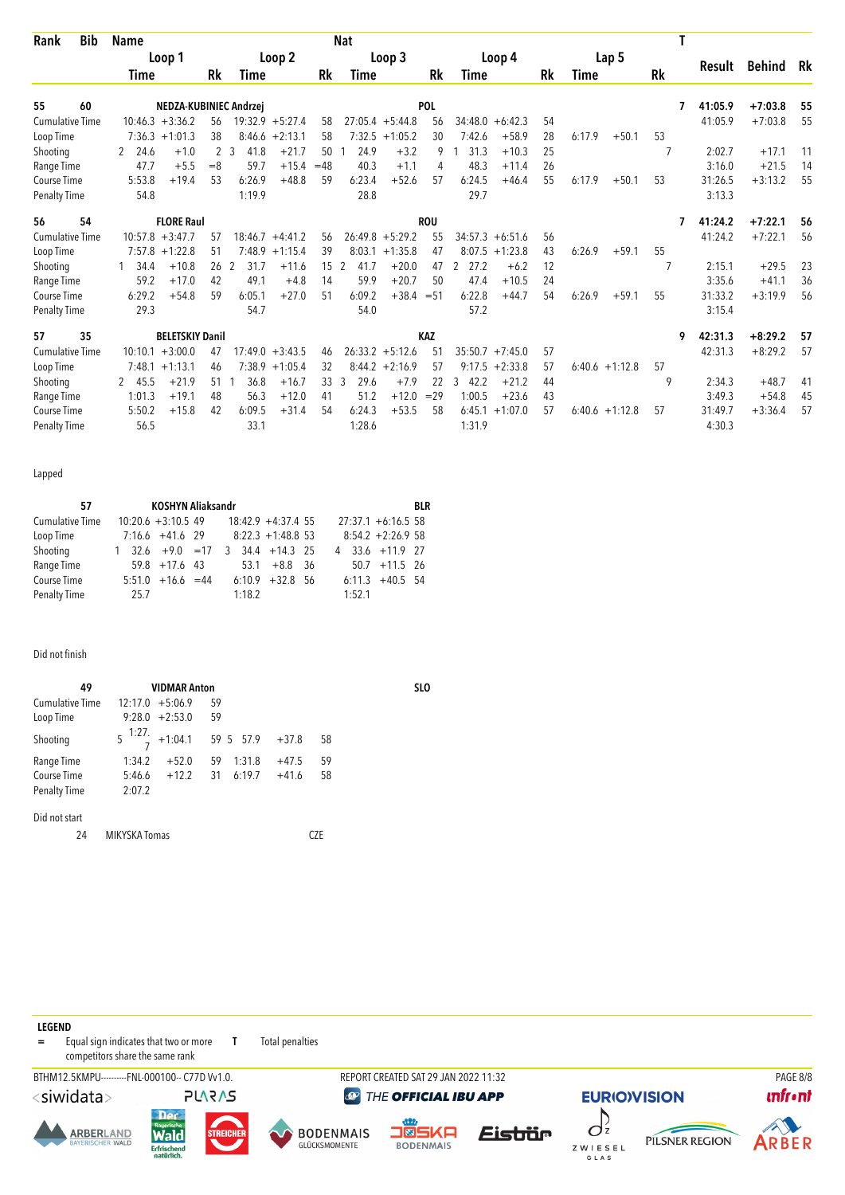| Rank | Bib | Name | | | | | | Nat | | | | | | | | | | T | Result | Behind | Rk |
|---|---|---|---|---|---|---|---|---|---|---|---|---|---|---|---|---|---|---|---|---|---|
| | | Loop 1 | | | Loop 2 | | | Loop 3 | | | Loop 4 | | | Lap 5 | | | | | | | |
| | | Time | | Rk | Time | | Rk | Time | | Rk | Time | | Rk | Time | | Rk | | | | | |
| **55** | **60** | **NEDZA-KUBINIEC Andrzej** | | | | | | **POL** | | | | | | | | | | **7** | **41:05.9** | **+7:03.8** | **55** |
| Cumulative Time | | 10:46.3 | +3:36.2 | 56 | 19:32.9 | +5:27.4 | 58 | 27:05.4 | +5:44.8 | 56 | 34:48.0 | +6:42.3 | 54 | | | | | | 41:05.9 | +7:03.8 | 55 |
| Loop Time | | 7:36.3 | +1:01.3 | 38 | 8:46.6 | +2:13.1 | 58 | 7:32.5 | +1:05.2 | 30 | 7:42.6 | +58.9 | 28 | 6:17.9 | +50.1 | 53 | | | | | |
| Shooting | | 2 24.6 | +1.0 | 2 | 3 41.8 | +21.7 | 50 | 1 24.9 | +3.2 | 9 | 1 31.3 | +10.3 | 25 | | | | 7 | | 2:02.7 | +17.1 | 11 |
| Range Time | | 47.7 | +5.5 | =8 | 59.7 | +15.4 | =48 | 40.3 | +1.1 | 4 | 48.3 | +11.4 | 26 | | | | | | 3:16.0 | +21.5 | 14 |
| Course Time | | 5:53.8 | +19.4 | 53 | 6:26.9 | +48.8 | 59 | 6:23.4 | +52.6 | 57 | 6:24.5 | +46.4 | 55 | 6:17.9 | +50.1 | 53 | | | 31:26.5 | +3:13.2 | 55 |
| Penalty Time | | 54.8 | | | 1:19.9 | | | 28.8 | | | 29.7 | | | | | | | | 3:13.3 | | |
| **56** | **54** | **FLORE Raul** | | | | | | **ROU** | | | | | | | | | | **7** | **41:24.2** | **+7:22.1** | **56** |
| Cumulative Time | | 10:57.8 | +3:47.7 | 57 | 18:46.7 | +4:41.2 | 56 | 26:49.8 | +5:29.2 | 55 | 34:57.3 | +6:51.6 | 56 | | | | | | 41:24.2 | +7:22.1 | 56 |
| Loop Time | | 7:57.8 | +1:22.8 | 51 | 7:48.9 | +1:15.4 | 39 | 8:03.1 | +1:35.8 | 47 | 8:07.5 | +1:23.8 | 43 | 6:26.9 | +59.1 | 55 | | | | | |
| Shooting | | 1 34.4 | +10.8 | 26 | 2 31.7 | +11.6 | 15 | 2 41.7 | +20.0 | 47 | 2 27.2 | +6.2 | 12 | | | | 7 | | 2:15.1 | +29.5 | 23 |
| Range Time | | 59.2 | +17.0 | 42 | 49.1 | +4.8 | 14 | 59.9 | +20.7 | 50 | 47.4 | +10.5 | 24 | | | | | | 3:35.6 | +41.1 | 36 |
| Course Time | | 6:29.2 | +54.8 | 59 | 6:05.1 | +27.0 | 51 | 6:09.2 | +38.4 | =51 | 6:22.8 | +44.7 | 54 | 6:26.9 | +59.1 | 55 | | | 31:33.2 | +3:19.9 | 56 |
| Penalty Time | | 29.3 | | | 54.7 | | | 54.0 | | | 57.2 | | | | | | | | 3:15.4 | | |
| **57** | **35** | **BELETSKIY Danil** | | | | | | **KAZ** | | | | | | | | | | **9** | **42:31.3** | **+8:29.2** | **57** |
| Cumulative Time | | 10:10.1 | +3:00.0 | 47 | 17:49.0 | +3:43.5 | 46 | 26:33.2 | +5:12.6 | 51 | 35:50.7 | +7:45.0 | 57 | | | | | | 42:31.3 | +8:29.2 | 57 |
| Loop Time | | 7:48.1 | +1:13.1 | 46 | 7:38.9 | +1:05.4 | 32 | 8:44.2 | +2:16.9 | 57 | 9:17.5 | +2:33.8 | 57 | 6:40.6 | +1:12.8 | 57 | | | | | |
| Shooting | | 2 45.5 | +21.9 | 51 | 1 36.8 | +16.7 | 33 | 3 29.6 | +7.9 | 22 | 3 42.2 | +21.2 | 44 | | | | 9 | | 2:34.3 | +48.7 | 41 |
| Range Time | | 1:01.3 | +19.1 | 48 | 56.3 | +12.0 | 41 | 51.2 | +12.0 | =29 | 1:00.5 | +23.6 | 43 | | | | | | 3:49.3 | +54.8 | 45 |
| Course Time | | 5:50.2 | +15.8 | 42 | 6:09.5 | +31.4 | 54 | 6:24.3 | +53.5 | 58 | 6:45.1 | +1:07.0 | 57 | 6:40.6 | +1:12.8 | 57 | | | 31:49.7 | +3:36.4 | 57 |
| Penalty Time | | 56.5 | | | 33.1 | | | 1:28.6 | | | 1:31.9 | | | | | | | | 4:30.3 | | |

Lapped

| 57 | **KOSHYN Aliaksandr** | | | | | | | | **BLR** |
|---|---|---|---|---|---|---|---|---|---|
| Cumulative Time | 10:20.6 | +3:10.5 | 49 | 18:42.9 | +4:37.4 | 55 | 27:37.1 | +6:16.5 | 58 |
| Loop Time | 7:16.6 | +41.6 | 29 | 8:22.3 | +1:48.8 | 53 | 8:54.2 | +2:26.9 | 58 |
| Shooting | 1 32.6 | +9.0 | =17 | 3 34.4 | +14.3 | 25 | 4 33.6 | +11.9 | 27 |
| Range Time | 59.8 | +17.6 | 43 | 53.1 | +8.8 | 36 | 50.7 | +11.5 | 26 |
| Course Time | 5:51.0 | +16.6 | =44 | 6:10.9 | +32.8 | 56 | 6:11.3 | +40.5 | 54 |
| Penalty Time | 25.7 | | | 1:18.2 | | | 1:52.1 | | |

Did not finish

| 49 | **VIDMAR Anton** | | | | | | **SLO** |
|---|---|---|---|---|---|---|---|
| Cumulative Time | 12:17.0 | +5:06.9 | 59 | | | | |
| Loop Time | 9:28.0 | +2:53.0 | 59 | | | | |
| Shooting | 5 1:27.7 | +1:04.1 | 59 | 5 57.9 | +37.8 | 58 | |
| Range Time | 1:34.2 | +52.0 | 59 | 1:31.8 | +47.5 | 59 | |
| Course Time | 5:46.6 | +12.2 | 31 | 6:19.7 | +41.6 | 58 | |
| Penalty Time | 2:07.2 | | | | | | |

Did not start

24 MIKYSKA Tomas CZE

**LEGEND**

= Equal sign indicates that two or more competitors share the same rank

T Total penalties

BTHM12.5KMPU---------FNL-000100-- C77D Vv1.0. REPORT CREATED SAT 29 JAN 2022 11:32